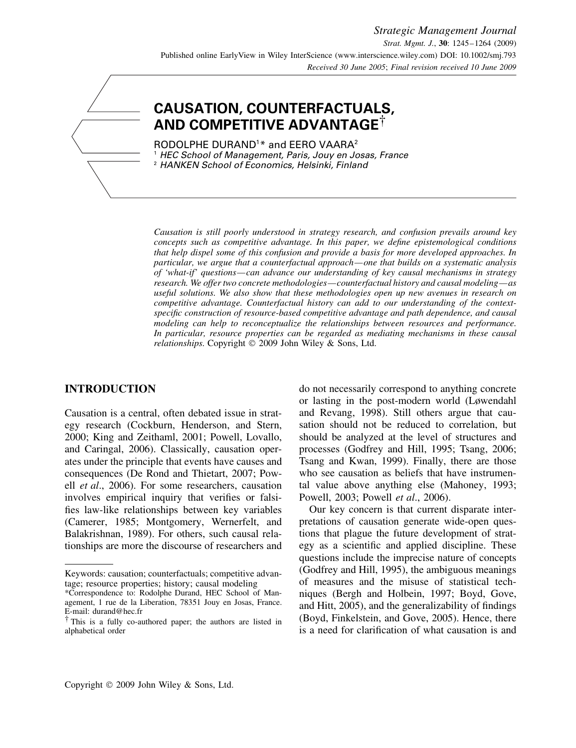# CAUSATION, COUNTERFACTUALS, AND COMPETITIVE ADVANTAGE†

RODOLPHE DURAND[1]* and EERO VAARA[2]

[1] *HEC School of Management, Paris, Jouy en Josas, France*
[2] *HANKEN School of Economics, Helsinki, Finland*

*Causation is still poorly understood in strategy research, and confusion prevails around key concepts such as competitive advantage. In this paper, we define epistemological conditions that help dispel some of this confusion and provide a basis for more developed approaches. In particular, we argue that a counterfactual approach—one that builds on a systematic analysis of 'what-if' questions—can advance our understanding of key causal mechanisms in strategy research. We offer two concrete methodologies—counterfactual history and causal modeling—as useful solutions. We also show that these methodologies open up new avenues in research on competitive advantage. Counterfactual history can add to our understanding of the context-specific construction of resource-based competitive advantage and path dependence, and causal modeling can help to reconceptualize the relationships between resources and performance. In particular, resource properties can be regarded as mediating mechanisms in these causal relationships.* Copyright © 2009 John Wiley & Sons, Ltd.

## INTRODUCTION

Causation is a central, often debated issue in strategy research (Cockburn, Henderson, and Stern, 2000; King and Zeithaml, 2001; Powell, Lovallo, and Caringal, 2006). Classically, causation operates under the principle that events have causes and consequences (De Rond and Thietart, 2007; Powell *et al*., 2006). For some researchers, causation involves empirical inquiry that verifies or falsifies law-like relationships between key variables (Camerer, 1985; Montgomery, Wernerfelt, and Balakrishnan, 1989). For others, such causal relationships are more the discourse of researchers and do not necessarily correspond to anything concrete or lasting in the post-modern world (Løwendahl and Revang, 1998). Still others argue that causation should not be reduced to correlation, but should be analyzed at the level of structures and processes (Godfrey and Hill, 1995; Tsang, 2006; Tsang and Kwan, 1999). Finally, there are those who see causation as beliefs that have instrumental value above anything else (Mahoney, 1993; Powell, 2003; Powell *et al*., 2006).

Our key concern is that current disparate interpretations of causation generate wide-open questions that plague the future development of strategy as a scientific and applied discipline. These questions include the imprecise nature of concepts (Godfrey and Hill, 1995), the ambiguous meanings of measures and the misuse of statistical techniques (Bergh and Holbein, 1997; Boyd, Gove, and Hitt, 2005), and the generalizability of findings (Boyd, Finkelstein, and Gove, 2005). Hence, there is a need for clarification of what causation is and

---

Keywords: causation; counterfactuals; competitive advantage; resource properties; history; causal modeling

*Correspondence to: Rodolphe Durand, HEC School of Management, 1 rue de la Liberation, 78351 Jouy en Josas, France. E-mail: durand@hec.fr

† This is a fully co-authored paper; the authors are listed in alphabetical order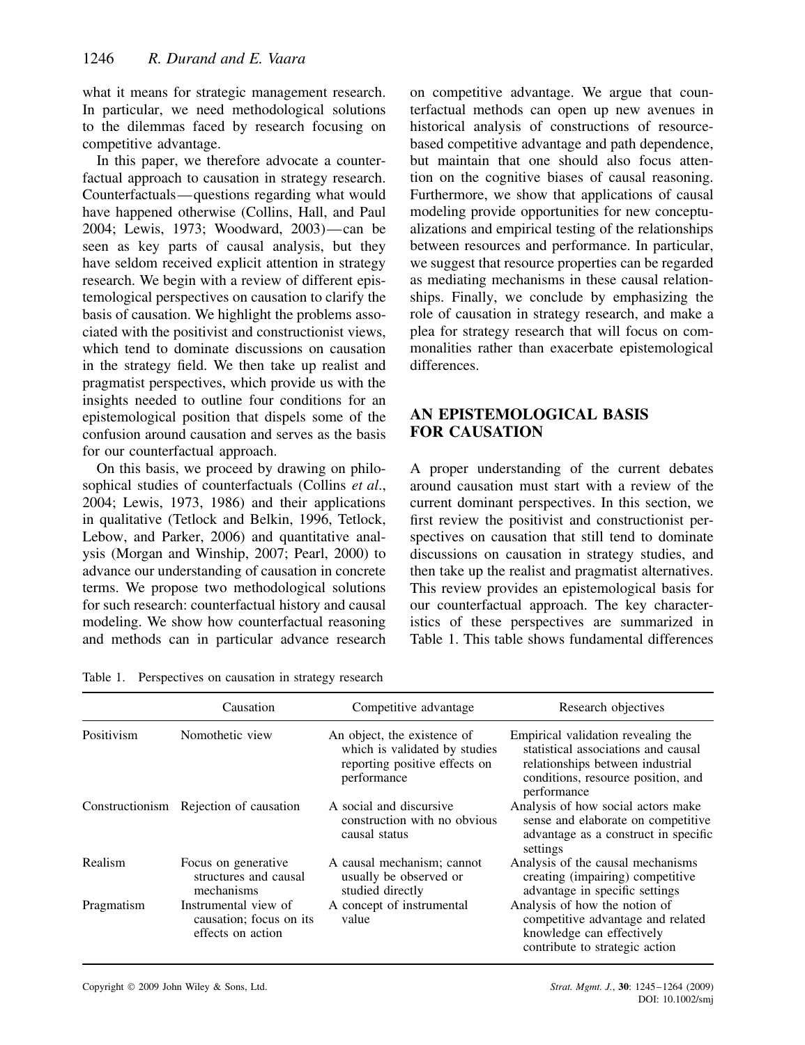what it means for strategic management research. In particular, we need methodological solutions to the dilemmas faced by research focusing on competitive advantage.

In this paper, we therefore advocate a counterfactual approach to causation in strategy research. Counterfactuals—questions regarding what would have happened otherwise (Collins, Hall, and Paul 2004; Lewis, 1973; Woodward, 2003)—can be seen as key parts of causal analysis, but they have seldom received explicit attention in strategy research. We begin with a review of different epistemological perspectives on causation to clarify the basis of causation. We highlight the problems associated with the positivist and constructionist views, which tend to dominate discussions on causation in the strategy field. We then take up realist and pragmatist perspectives, which provide us with the insights needed to outline four conditions for an epistemological position that dispels some of the confusion around causation and serves as the basis for our counterfactual approach.

On this basis, we proceed by drawing on philosophical studies of counterfactuals (Collins *et al*., 2004; Lewis, 1973, 1986) and their applications in qualitative (Tetlock and Belkin, 1996, Tetlock, Lebow, and Parker, 2006) and quantitative analysis (Morgan and Winship, 2007; Pearl, 2000) to advance our understanding of causation in concrete terms. We propose two methodological solutions for such research: counterfactual history and causal modeling. We show how counterfactual reasoning and methods can in particular advance research on competitive advantage. We argue that counterfactual methods can open up new avenues in historical analysis of constructions of resource-based competitive advantage and path dependence, but maintain that one should also focus attention on the cognitive biases of causal reasoning. Furthermore, we show that applications of causal modeling provide opportunities for new conceptualizations and empirical testing of the relationships between resources and performance. In particular, we suggest that resource properties can be regarded as mediating mechanisms in these causal relationships. Finally, we conclude by emphasizing the role of causation in strategy research, and make a plea for strategy research that will focus on commonalities rather than exacerbate epistemological differences.

## AN EPISTEMOLOGICAL BASIS FOR CAUSATION

A proper understanding of the current debates around causation must start with a review of the current dominant perspectives. In this section, we first review the positivist and constructionist perspectives on causation that still tend to dominate discussions on causation in strategy studies, and then take up the realist and pragmatist alternatives. This review provides an epistemological basis for our counterfactual approach. The key characteristics of these perspectives are summarized in Table 1. This table shows fundamental differences

Table 1. Perspectives on causation in strategy research

| | Causation | Competitive advantage | Research objectives |
|---|---|---|---|
| Positivism | Nomothetic view | An object, the existence of which is validated by studies reporting positive effects on performance | Empirical validation revealing the statistical associations and causal relationships between industrial conditions, resource position, and performance |
| Constructionism | Rejection of causation | A social and discursive construction with no obvious causal status | Analysis of how social actors make sense and elaborate on competitive advantage as a construct in specific settings |
| Realism | Focus on generative structures and causal mechanisms | A causal mechanism; cannot usually be observed or studied directly | Analysis of the causal mechanisms creating (impairing) competitive advantage in specific settings |
| Pragmatism | Instrumental view of causation; focus on its effects on action | A concept of instrumental value | Analysis of how the notion of competitive advantage and related knowledge can effectively contribute to strategic action |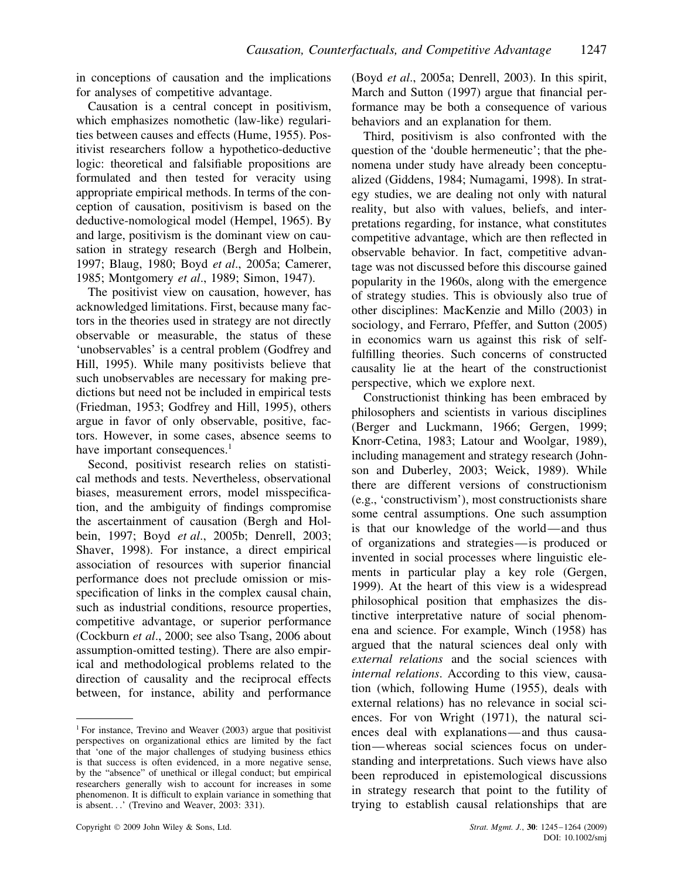in conceptions of causation and the implications for analyses of competitive advantage.

Causation is a central concept in positivism, which emphasizes nomothetic (law-like) regularities between causes and effects (Hume, 1955). Positivist researchers follow a hypothetico-deductive logic: theoretical and falsifiable propositions are formulated and then tested for veracity using appropriate empirical methods. In terms of the conception of causation, positivism is based on the deductive-nomological model (Hempel, 1965). By and large, positivism is the dominant view on causation in strategy research (Bergh and Holbein, 1997; Blaug, 1980; Boyd *et al*., 2005a; Camerer, 1985; Montgomery *et al*., 1989; Simon, 1947).

The positivist view on causation, however, has acknowledged limitations. First, because many factors in the theories used in strategy are not directly observable or measurable, the status of these 'unobservables' is a central problem (Godfrey and Hill, 1995). While many positivists believe that such unobservables are necessary for making predictions but need not be included in empirical tests (Friedman, 1953; Godfrey and Hill, 1995), others argue in favor of only observable, positive, factors. However, in some cases, absence seems to have important consequences.[1]

Second, positivist research relies on statistical methods and tests. Nevertheless, observational biases, measurement errors, model misspecification, and the ambiguity of findings compromise the ascertainment of causation (Bergh and Holbein, 1997; Boyd *et al*., 2005b; Denrell, 2003; Shaver, 1998). For instance, a direct empirical association of resources with superior financial performance does not preclude omission or misspecification of links in the complex causal chain, such as industrial conditions, resource properties, competitive advantage, or superior performance (Cockburn *et al*., 2000; see also Tsang, 2006 about assumption-omitted testing). There are also empirical and methodological problems related to the direction of causality and the reciprocal effects between, for instance, ability and performance (Boyd *et al*., 2005a; Denrell, 2003). In this spirit, March and Sutton (1997) argue that financial performance may be both a consequence of various behaviors and an explanation for them.

Third, positivism is also confronted with the question of the 'double hermeneutic'; that the phenomena under study have already been conceptualized (Giddens, 1984; Numagami, 1998). In strategy studies, we are dealing not only with natural reality, but also with values, beliefs, and interpretations regarding, for instance, what constitutes competitive advantage, which are then reflected in observable behavior. In fact, competitive advantage was not discussed before this discourse gained popularity in the 1960s, along with the emergence of strategy studies. This is obviously also true of other disciplines: MacKenzie and Millo (2003) in sociology, and Ferraro, Pfeffer, and Sutton (2005) in economics warn us against this risk of self-fulfilling theories. Such concerns of constructed causality lie at the heart of the constructionist perspective, which we explore next.

Constructionist thinking has been embraced by philosophers and scientists in various disciplines (Berger and Luckmann, 1966; Gergen, 1999; Knorr-Cetina, 1983; Latour and Woolgar, 1989), including management and strategy research (Johnson and Duberley, 2003; Weick, 1989). While there are different versions of constructionism (e.g., 'constructivism'), most constructionists share some central assumptions. One such assumption is that our knowledge of the world—and thus of organizations and strategies—is produced or invented in social processes where linguistic elements in particular play a key role (Gergen, 1999). At the heart of this view is a widespread philosophical position that emphasizes the distinctive interpretative nature of social phenomena and science. For example, Winch (1958) has argued that the natural sciences deal only with *external relations* and the social sciences with *internal relations*. According to this view, causation (which, following Hume (1955), deals with external relations) has no relevance in social sciences. For von Wright (1971), the natural sciences deal with explanations—and thus causation—whereas social sciences focus on understanding and interpretations. Such views have also been reproduced in epistemological discussions in strategy research that point to the futility of trying to establish causal relationships that are

---

[1] For instance, Trevino and Weaver (2003) argue that positivist perspectives on organizational ethics are limited by the fact that 'one of the major challenges of studying business ethics is that success is often evidenced, in a more negative sense, by the "absence" of unethical or illegal conduct; but empirical researchers generally wish to account for increases in some phenomenon. It is difficult to explain variance in something that is absent...' (Trevino and Weaver, 2003: 331).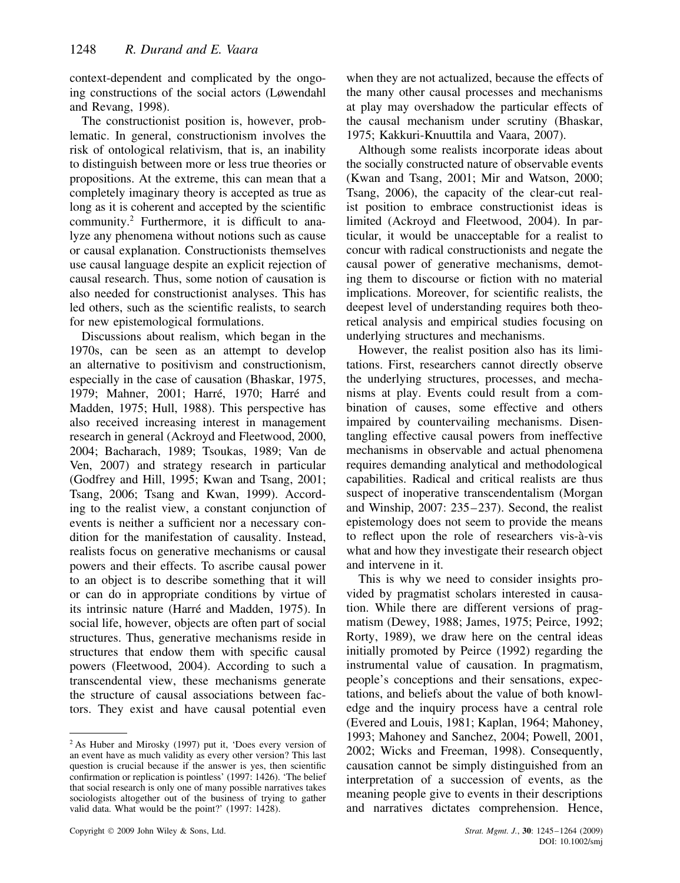context-dependent and complicated by the ongoing constructions of the social actors (Løwendahl and Revang, 1998).

The constructionist position is, however, problematic. In general, constructionism involves the risk of ontological relativism, that is, an inability to distinguish between more or less true theories or propositions. At the extreme, this can mean that a completely imaginary theory is accepted as true as long as it is coherent and accepted by the scientific community.[2] Furthermore, it is difficult to analyze any phenomena without notions such as cause or causal explanation. Constructionists themselves use causal language despite an explicit rejection of causal research. Thus, some notion of causation is also needed for constructionist analyses. This has led others, such as the scientific realists, to search for new epistemological formulations.

Discussions about realism, which began in the 1970s, can be seen as an attempt to develop an alternative to positivism and constructionism, especially in the case of causation (Bhaskar, 1975, 1979; Mahner, 2001; Harré, 1970; Harré and Madden, 1975; Hull, 1988). This perspective has also received increasing interest in management research in general (Ackroyd and Fleetwood, 2000, 2004; Bacharach, 1989; Tsoukas, 1989; Van de Ven, 2007) and strategy research in particular (Godfrey and Hill, 1995; Kwan and Tsang, 2001; Tsang, 2006; Tsang and Kwan, 1999). According to the realist view, a constant conjunction of events is neither a sufficient nor a necessary condition for the manifestation of causality. Instead, realists focus on generative mechanisms or causal powers and their effects. To ascribe causal power to an object is to describe something that it will or can do in appropriate conditions by virtue of its intrinsic nature (Harré and Madden, 1975). In social life, however, objects are often part of social structures. Thus, generative mechanisms reside in structures that endow them with specific causal powers (Fleetwood, 2004). According to such a transcendental view, these mechanisms generate the structure of causal associations between factors. They exist and have causal potential even when they are not actualized, because the effects of the many other causal processes and mechanisms at play may overshadow the particular effects of the causal mechanism under scrutiny (Bhaskar, 1975; Kakkuri-Knuuttila and Vaara, 2007).

Although some realists incorporate ideas about the socially constructed nature of observable events (Kwan and Tsang, 2001; Mir and Watson, 2000; Tsang, 2006), the capacity of the clear-cut realist position to embrace constructionist ideas is limited (Ackroyd and Fleetwood, 2004). In particular, it would be unacceptable for a realist to concur with radical constructionists and negate the causal power of generative mechanisms, demoting them to discourse or fiction with no material implications. Moreover, for scientific realists, the deepest level of understanding requires both theoretical analysis and empirical studies focusing on underlying structures and mechanisms.

However, the realist position also has its limitations. First, researchers cannot directly observe the underlying structures, processes, and mechanisms at play. Events could result from a combination of causes, some effective and others impaired by countervailing mechanisms. Disentangling effective causal powers from ineffective mechanisms in observable and actual phenomena requires demanding analytical and methodological capabilities. Radical and critical realists are thus suspect of inoperative transcendentalism (Morgan and Winship, 2007: 235–237). Second, the realist epistemology does not seem to provide the means to reflect upon the role of researchers vis-à-vis what and how they investigate their research object and intervene in it.

This is why we need to consider insights provided by pragmatist scholars interested in causation. While there are different versions of pragmatism (Dewey, 1988; James, 1975; Peirce, 1992; Rorty, 1989), we draw here on the central ideas initially promoted by Peirce (1992) regarding the instrumental value of causation. In pragmatism, people's conceptions and their sensations, expectations, and beliefs about the value of both knowledge and the inquiry process have a central role (Evered and Louis, 1981; Kaplan, 1964; Mahoney, 1993; Mahoney and Sanchez, 2004; Powell, 2001, 2002; Wicks and Freeman, 1998). Consequently, causation cannot be simply distinguished from an interpretation of a succession of events, as the meaning people give to events in their descriptions and narratives dictates comprehension. Hence,

[2] As Huber and Mirosky (1997) put it, 'Does every version of an event have as much validity as every other version? This last question is crucial because if the answer is yes, then scientific confirmation or replication is pointless' (1997: 1426). 'The belief that social research is only one of many possible narratives takes sociologists altogether out of the business of trying to gather valid data. What would be the point?' (1997: 1428).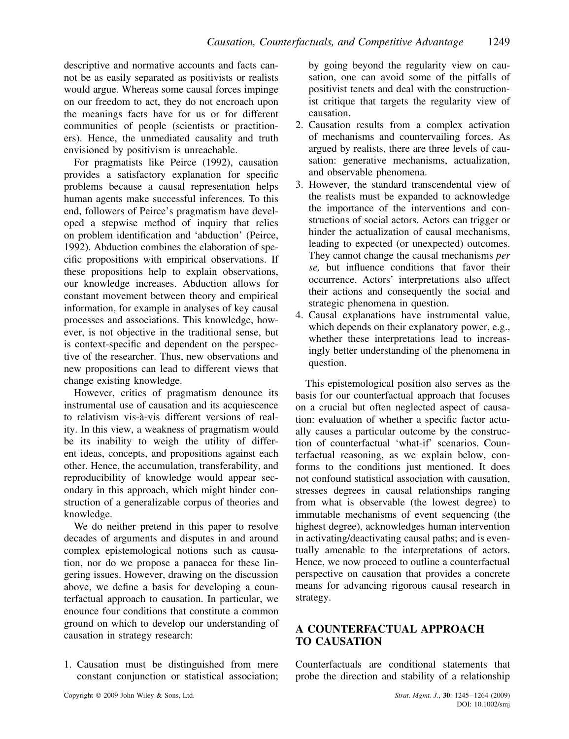descriptive and normative accounts and facts cannot be as easily separated as positivists or realists would argue. Whereas some causal forces impinge on our freedom to act, they do not encroach upon the meanings facts have for us or for different communities of people (scientists or practitioners). Hence, the unmediated causality and truth envisioned by positivism is unreachable.

For pragmatists like Peirce (1992), causation provides a satisfactory explanation for specific problems because a causal representation helps human agents make successful inferences. To this end, followers of Peirce's pragmatism have developed a stepwise method of inquiry that relies on problem identification and 'abduction' (Peirce, 1992). Abduction combines the elaboration of specific propositions with empirical observations. If these propositions help to explain observations, our knowledge increases. Abduction allows for constant movement between theory and empirical information, for example in analyses of key causal processes and associations. This knowledge, however, is not objective in the traditional sense, but is context-specific and dependent on the perspective of the researcher. Thus, new observations and new propositions can lead to different views that change existing knowledge.

However, critics of pragmatism denounce its instrumental use of causation and its acquiescence to relativism vis-à-vis different versions of reality. In this view, a weakness of pragmatism would be its inability to weigh the utility of different ideas, concepts, and propositions against each other. Hence, the accumulation, transferability, and reproducibility of knowledge would appear secondary in this approach, which might hinder construction of a generalizable corpus of theories and knowledge.

We do neither pretend in this paper to resolve decades of arguments and disputes in and around complex epistemological notions such as causation, nor do we propose a panacea for these lingering issues. However, drawing on the discussion above, we define a basis for developing a counterfactual approach to causation. In particular, we enounce four conditions that constitute a common ground on which to develop our understanding of causation in strategy research:

1. Causation must be distinguished from mere constant conjunction or statistical association; by going beyond the regularity view on causation, one can avoid some of the pitfalls of positivist tenets and deal with the constructionist critique that targets the regularity view of causation.
2. Causation results from a complex activation of mechanisms and countervailing forces. As argued by realists, there are three levels of causation: generative mechanisms, actualization, and observable phenomena.
3. However, the standard transcendental view of the realists must be expanded to acknowledge the importance of the interventions and constructions of social actors. Actors can trigger or hinder the actualization of causal mechanisms, leading to expected (or unexpected) outcomes. They cannot change the causal mechanisms *per se,* but influence conditions that favor their occurrence. Actors' interpretations also affect their actions and consequently the social and strategic phenomena in question.
4. Causal explanations have instrumental value, which depends on their explanatory power, e.g., whether these interpretations lead to increasingly better understanding of the phenomena in question.

This epistemological position also serves as the basis for our counterfactual approach that focuses on a crucial but often neglected aspect of causation: evaluation of whether a specific factor actually causes a particular outcome by the construction of counterfactual 'what-if' scenarios. Counterfactual reasoning, as we explain below, conforms to the conditions just mentioned. It does not confound statistical association with causation, stresses degrees in causal relationships ranging from what is observable (the lowest degree) to immutable mechanisms of event sequencing (the highest degree), acknowledges human intervention in activating/deactivating causal paths; and is eventually amenable to the interpretations of actors. Hence, we now proceed to outline a counterfactual perspective on causation that provides a concrete means for advancing rigorous causal research in strategy.

## A COUNTERFACTUAL APPROACH TO CAUSATION

Counterfactuals are conditional statements that probe the direction and stability of a relationship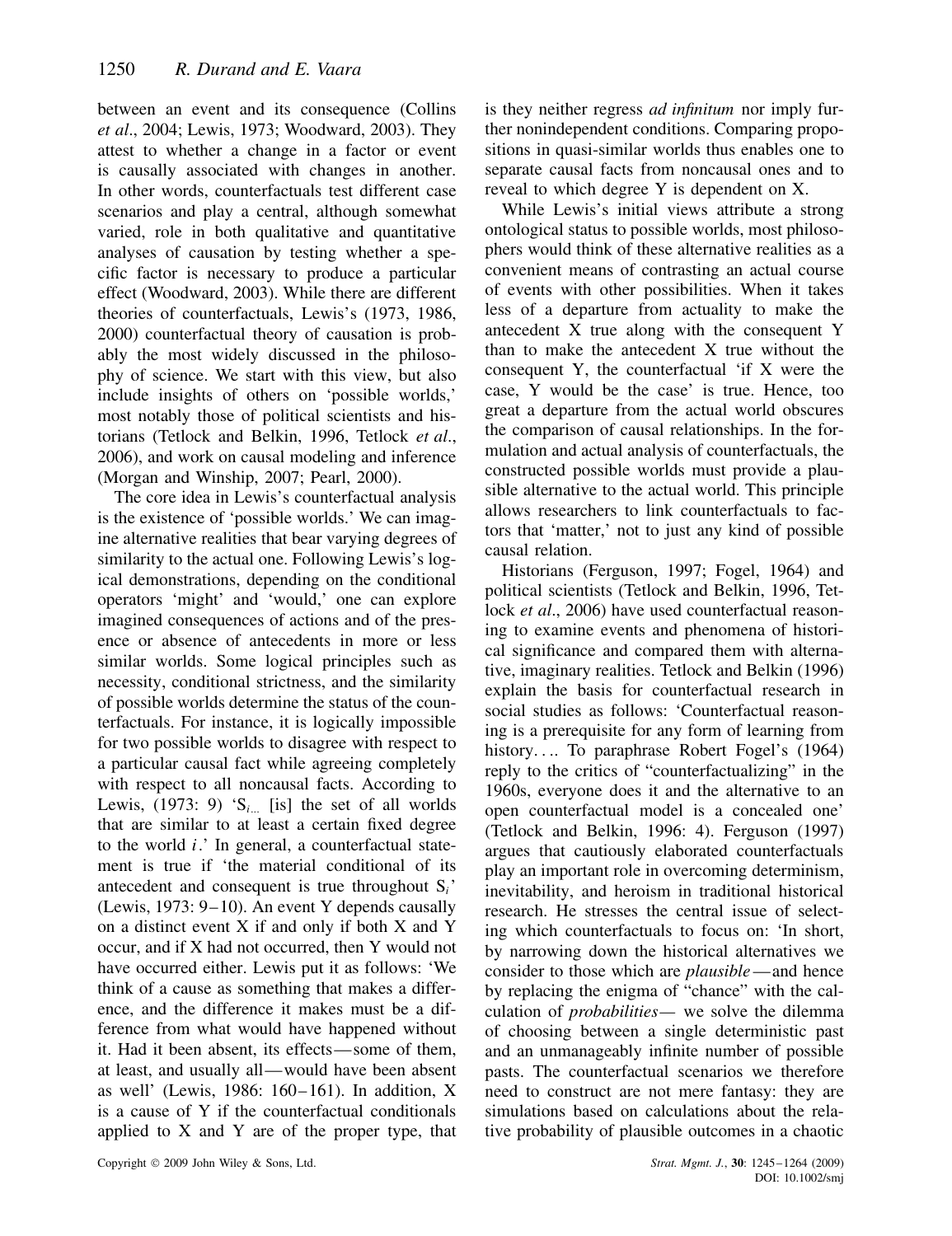between an event and its consequence (Collins *et al*., 2004; Lewis, 1973; Woodward, 2003). They attest to whether a change in a factor or event is causally associated with changes in another. In other words, counterfactuals test different case scenarios and play a central, although somewhat varied, role in both qualitative and quantitative analyses of causation by testing whether a specific factor is necessary to produce a particular effect (Woodward, 2003). While there are different theories of counterfactuals, Lewis's (1973, 1986, 2000) counterfactual theory of causation is probably the most widely discussed in the philosophy of science. We start with this view, but also include insights of others on 'possible worlds,' most notably those of political scientists and historians (Tetlock and Belkin, 1996, Tetlock *et al*., 2006), and work on causal modeling and inference (Morgan and Winship, 2007; Pearl, 2000).

The core idea in Lewis's counterfactual analysis is the existence of 'possible worlds.' We can imagine alternative realities that bear varying degrees of similarity to the actual one. Following Lewis's logical demonstrations, depending on the conditional operators 'might' and 'would,' one can explore imagined consequences of actions and of the presence or absence of antecedents in more or less similar worlds. Some logical principles such as necessity, conditional strictness, and the similarity of possible worlds determine the status of the counterfactuals. For instance, it is logically impossible for two possible worlds to disagree with respect to a particular causal fact while agreeing completely with respect to all noncausal facts. According to Lewis, (1973: 9) '$S_{i\ldots}$ [is] the set of all worlds that are similar to at least a certain fixed degree to the world $i$.' In general, a counterfactual statement is true if 'the material conditional of its antecedent and consequent is true throughout $S_i$' (Lewis, 1973: 9–10). An event Y depends causally on a distinct event X if and only if both X and Y occur, and if X had not occurred, then Y would not have occurred either. Lewis put it as follows: 'We think of a cause as something that makes a difference, and the difference it makes must be a difference from what would have happened without it. Had it been absent, its effects—some of them, at least, and usually all—would have been absent as well' (Lewis, 1986: 160–161). In addition, X is a cause of Y if the counterfactual conditionals applied to X and Y are of the proper type, that is they neither regress *ad infinitum* nor imply further nonindependent conditions. Comparing propositions in quasi-similar worlds thus enables one to separate causal facts from noncausal ones and to reveal to which degree Y is dependent on X.

While Lewis's initial views attribute a strong ontological status to possible worlds, most philosophers would think of these alternative realities as a convenient means of contrasting an actual course of events with other possibilities. When it takes less of a departure from actuality to make the antecedent X true along with the consequent Y than to make the antecedent X true without the consequent Y, the counterfactual 'if X were the case, Y would be the case' is true. Hence, too great a departure from the actual world obscures the comparison of causal relationships. In the formulation and actual analysis of counterfactuals, the constructed possible worlds must provide a plausible alternative to the actual world. This principle allows researchers to link counterfactuals to factors that 'matter,' not to just any kind of possible causal relation.

Historians (Ferguson, 1997; Fogel, 1964) and political scientists (Tetlock and Belkin, 1996, Tetlock *et al*., 2006) have used counterfactual reasoning to examine events and phenomena of historical significance and compared them with alternative, imaginary realities. Tetlock and Belkin (1996) explain the basis for counterfactual research in social studies as follows: 'Counterfactual reasoning is a prerequisite for any form of learning from history.... To paraphrase Robert Fogel's (1964) reply to the critics of "counterfactualizing" in the 1960s, everyone does it and the alternative to an open counterfactual model is a concealed one' (Tetlock and Belkin, 1996: 4). Ferguson (1997) argues that cautiously elaborated counterfactuals play an important role in overcoming determinism, inevitability, and heroism in traditional historical research. He stresses the central issue of selecting which counterfactuals to focus on: 'In short, by narrowing down the historical alternatives we consider to those which are *plausible*—and hence by replacing the enigma of "chance" with the calculation of *probabilities*— we solve the dilemma of choosing between a single deterministic past and an unmanageably infinite number of possible pasts. The counterfactual scenarios we therefore need to construct are not mere fantasy: they are simulations based on calculations about the relative probability of plausible outcomes in a chaotic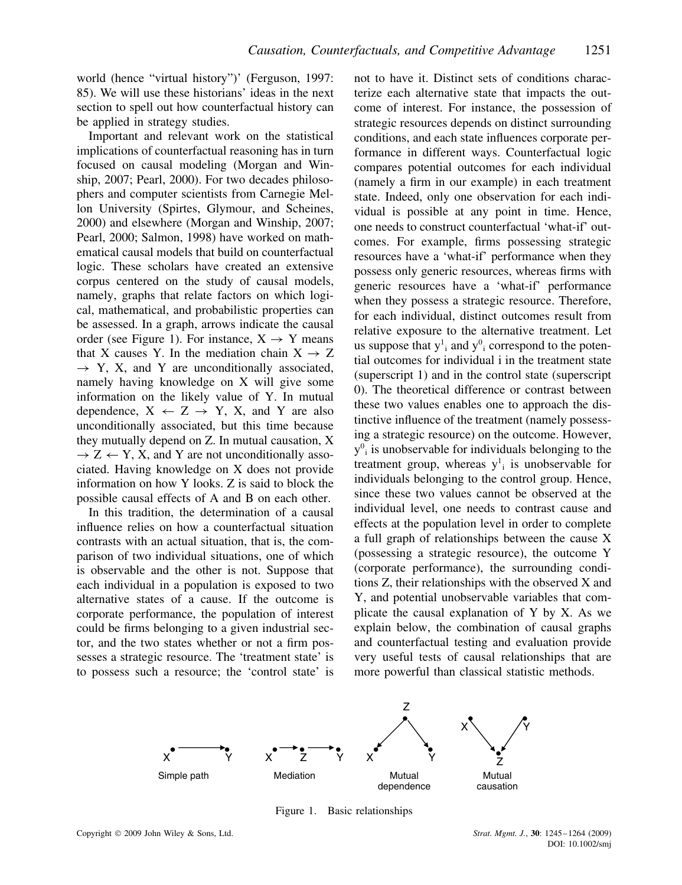world (hence "virtual history")' (Ferguson, 1997: 85). We will use these historians' ideas in the next section to spell out how counterfactual history can be applied in strategy studies.

Important and relevant work on the statistical implications of counterfactual reasoning has in turn focused on causal modeling (Morgan and Winship, 2007; Pearl, 2000). For two decades philosophers and computer scientists from Carnegie Mellon University (Spirtes, Glymour, and Scheines, 2000) and elsewhere (Morgan and Winship, 2007; Pearl, 2000; Salmon, 1998) have worked on mathematical causal models that build on counterfactual logic. These scholars have created an extensive corpus centered on the study of causal models, namely, graphs that relate factors on which logical, mathematical, and probabilistic properties can be assessed. In a graph, arrows indicate the causal order (see Figure 1). For instance, $X \rightarrow Y$ means that X causes Y. In the mediation chain $X \rightarrow Z \rightarrow Y$, X, and Y are unconditionally associated, namely having knowledge on X will give some information on the likely value of Y. In mutual dependence, $X \leftarrow Z \rightarrow Y$, X, and Y are also unconditionally associated, but this time because they mutually depend on Z. In mutual causation, $X \rightarrow Z \leftarrow Y$, X, and Y are not unconditionally associated. Having knowledge on X does not provide information on how Y looks. Z is said to block the possible causal effects of A and B on each other.

In this tradition, the determination of a causal influence relies on how a counterfactual situation contrasts with an actual situation, that is, the comparison of two individual situations, one of which is observable and the other is not. Suppose that each individual in a population is exposed to two alternative states of a cause. If the outcome is corporate performance, the population of interest could be firms belonging to a given industrial sector, and the two states whether or not a firm possesses a strategic resource. The 'treatment state' is to possess such a resource; the 'control state' is not to have it. Distinct sets of conditions characterize each alternative state that impacts the outcome of interest. For instance, the possession of strategic resources depends on distinct surrounding conditions, and each state influences corporate performance in different ways. Counterfactual logic compares potential outcomes for each individual (namely a firm in our example) in each treatment state. Indeed, only one observation for each individual is possible at any point in time. Hence, one needs to construct counterfactual 'what-if' outcomes. For example, firms possessing strategic resources have a 'what-if' performance when they possess only generic resources, whereas firms with generic resources have a 'what-if' performance when they possess a strategic resource. Therefore, for each individual, distinct outcomes result from relative exposure to the alternative treatment. Let us suppose that $y^1_i$ and $y^0_i$ correspond to the potential outcomes for individual i in the treatment state (superscript 1) and in the control state (superscript 0). The theoretical difference or contrast between these two values enables one to approach the distinctive influence of the treatment (namely possessing a strategic resource) on the outcome. However, $y^0_i$ is unobservable for individuals belonging to the treatment group, whereas $y^1_i$ is unobservable for individuals belonging to the control group. Hence, since these two values cannot be observed at the individual level, one needs to contrast cause and effects at the population level in order to complete a full graph of relationships between the cause X (possessing a strategic resource), the outcome Y (corporate performance), the surrounding conditions Z, their relationships with the observed X and Y, and potential unobservable variables that complicate the causal explanation of Y by X. As we explain below, the combination of causal graphs and counterfactual testing and evaluation provide very useful tests of causal relationships that are more powerful than classical statistic methods.

Simple path: $X \rightarrow Y$ — Mediation: $X \rightarrow Z \rightarrow Y$ — Mutual dependence: $X \leftarrow Z \rightarrow Y$ — Mutual causation: $X \rightarrow Z \leftarrow Y$

Figure 1. Basic relationships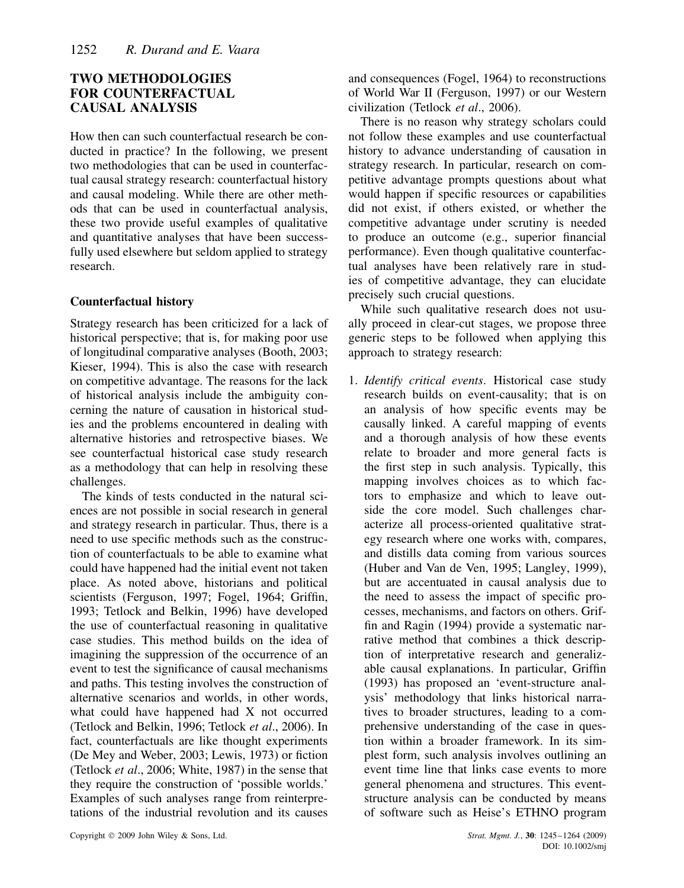## TWO METHODOLOGIES FOR COUNTERFACTUAL CAUSAL ANALYSIS

How then can such counterfactual research be conducted in practice? In the following, we present two methodologies that can be used in counterfactual causal strategy research: counterfactual history and causal modeling. While there are other methods that can be used in counterfactual analysis, these two provide useful examples of qualitative and quantitative analyses that have been successfully used elsewhere but seldom applied to strategy research.

### Counterfactual history

Strategy research has been criticized for a lack of historical perspective; that is, for making poor use of longitudinal comparative analyses (Booth, 2003; Kieser, 1994). This is also the case with research on competitive advantage. The reasons for the lack of historical analysis include the ambiguity concerning the nature of causation in historical studies and the problems encountered in dealing with alternative histories and retrospective biases. We see counterfactual historical case study research as a methodology that can help in resolving these challenges.

The kinds of tests conducted in the natural sciences are not possible in social research in general and strategy research in particular. Thus, there is a need to use specific methods such as the construction of counterfactuals to be able to examine what could have happened had the initial event not taken place. As noted above, historians and political scientists (Ferguson, 1997; Fogel, 1964; Griffin, 1993; Tetlock and Belkin, 1996) have developed the use of counterfactual reasoning in qualitative case studies. This method builds on the idea of imagining the suppression of the occurrence of an event to test the significance of causal mechanisms and paths. This testing involves the construction of alternative scenarios and worlds, in other words, what could have happened had X not occurred (Tetlock and Belkin, 1996; Tetlock *et al*., 2006). In fact, counterfactuals are like thought experiments (De Mey and Weber, 2003; Lewis, 1973) or fiction (Tetlock *et al*., 2006; White, 1987) in the sense that they require the construction of 'possible worlds.' Examples of such analyses range from reinterpretations of the industrial revolution and its causes and consequences (Fogel, 1964) to reconstructions of World War II (Ferguson, 1997) or our Western civilization (Tetlock *et al*., 2006).

There is no reason why strategy scholars could not follow these examples and use counterfactual history to advance understanding of causation in strategy research. In particular, research on competitive advantage prompts questions about what would happen if specific resources or capabilities did not exist, if others existed, or whether the competitive advantage under scrutiny is needed to produce an outcome (e.g., superior financial performance). Even though qualitative counterfactual analyses have been relatively rare in studies of competitive advantage, they can elucidate precisely such crucial questions.

While such qualitative research does not usually proceed in clear-cut stages, we propose three generic steps to be followed when applying this approach to strategy research:

1. *Identify critical events*. Historical case study research builds on event-causality; that is on an analysis of how specific events may be causally linked. A careful mapping of events and a thorough analysis of how these events relate to broader and more general facts is the first step in such analysis. Typically, this mapping involves choices as to which factors to emphasize and which to leave outside the core model. Such challenges characterize all process-oriented qualitative strategy research where one works with, compares, and distills data coming from various sources (Huber and Van de Ven, 1995; Langley, 1999), but are accentuated in causal analysis due to the need to assess the impact of specific processes, mechanisms, and factors on others. Griffin and Ragin (1994) provide a systematic narrative method that combines a thick description of interpretative research and generalizable causal explanations. In particular, Griffin (1993) has proposed an 'event-structure analysis' methodology that links historical narratives to broader structures, leading to a comprehensive understanding of the case in question within a broader framework. In its simplest form, such analysis involves outlining an event time line that links case events to more general phenomena and structures. This event-structure analysis can be conducted by means of software such as Heise's ETHNO program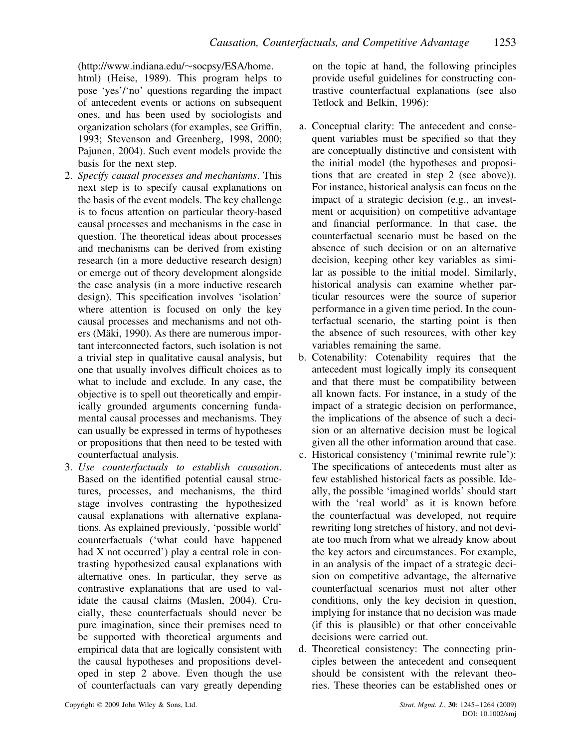(http://www.indiana.edu/~socpsy/ESA/home.html) (Heise, 1989). This program helps to pose 'yes'/'no' questions regarding the impact of antecedent events or actions on subsequent ones, and has been used by sociologists and organization scholars (for examples, see Griffin, 1993; Stevenson and Greenberg, 1998, 2000; Pajunen, 2004). Such event models provide the basis for the next step.

2. *Specify causal processes and mechanisms*. This next step is to specify causal explanations on the basis of the event models. The key challenge is to focus attention on particular theory-based causal processes and mechanisms in the case in question. The theoretical ideas about processes and mechanisms can be derived from existing research (in a more deductive research design) or emerge out of theory development alongside the case analysis (in a more inductive research design). This specification involves 'isolation' where attention is focused on only the key causal processes and mechanisms and not others (Mäki, 1990). As there are numerous important interconnected factors, such isolation is not a trivial step in qualitative causal analysis, but one that usually involves difficult choices as to what to include and exclude. In any case, the objective is to spell out theoretically and empirically grounded arguments concerning fundamental causal processes and mechanisms. They can usually be expressed in terms of hypotheses or propositions that then need to be tested with counterfactual analysis.
3. *Use counterfactuals to establish causation*. Based on the identified potential causal structures, processes, and mechanisms, the third stage involves contrasting the hypothesized causal explanations with alternative explanations. As explained previously, 'possible world' counterfactuals ('what could have happened had X not occurred') play a central role in contrasting hypothesized causal explanations with alternative ones. In particular, they serve as contrastive explanations that are used to validate the causal claims (Maslen, 2004). Crucially, these counterfactuals should never be pure imagination, since their premises need to be supported with theoretical arguments and empirical data that are logically consistent with the causal hypotheses and propositions developed in step 2 above. Even though the use of counterfactuals can vary greatly depending on the topic at hand, the following principles provide useful guidelines for constructing contrastive counterfactual explanations (see also Tetlock and Belkin, 1996):

a. Conceptual clarity: The antecedent and consequent variables must be specified so that they are conceptually distinctive and consistent with the initial model (the hypotheses and propositions that are created in step 2 (see above)). For instance, historical analysis can focus on the impact of a strategic decision (e.g., an investment or acquisition) on competitive advantage and financial performance. In that case, the counterfactual scenario must be based on the absence of such decision or on an alternative decision, keeping other key variables as similar as possible to the initial model. Similarly, historical analysis can examine whether particular resources were the source of superior performance in a given time period. In the counterfactual scenario, the starting point is then the absence of such resources, with other key variables remaining the same.

b. Cotenability: Cotenability requires that the antecedent must logically imply its consequent and that there must be compatibility between all known facts. For instance, in a study of the impact of a strategic decision on performance, the implications of the absence of such a decision or an alternative decision must be logical given all the other information around that case.

c. Historical consistency ('minimal rewrite rule'): The specifications of antecedents must alter as few established historical facts as possible. Ideally, the possible 'imagined worlds' should start with the 'real world' as it is known before the counterfactual was developed, not require rewriting long stretches of history, and not deviate too much from what we already know about the key actors and circumstances. For example, in an analysis of the impact of a strategic decision on competitive advantage, the alternative counterfactual scenarios must not alter other conditions, only the key decision in question, implying for instance that no decision was made (if this is plausible) or that other conceivable decisions were carried out.

d. Theoretical consistency: The connecting principles between the antecedent and consequent should be consistent with the relevant theories. These theories can be established ones or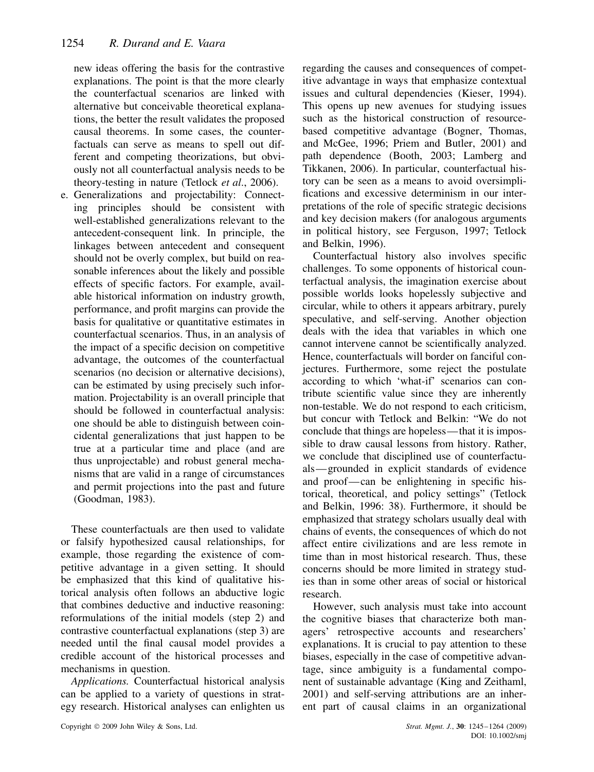new ideas offering the basis for the contrastive explanations. The point is that the more clearly the counterfactual scenarios are linked with alternative but conceivable theoretical explanations, the better the result validates the proposed causal theorems. In some cases, the counterfactuals can serve as means to spell out different and competing theorizations, but obviously not all counterfactual analysis needs to be theory-testing in nature (Tetlock *et al*., 2006).

e. Generalizations and projectability: Connecting principles should be consistent with well-established generalizations relevant to the antecedent-consequent link. In principle, the linkages between antecedent and consequent should not be overly complex, but build on reasonable inferences about the likely and possible effects of specific factors. For example, available historical information on industry growth, performance, and profit margins can provide the basis for qualitative or quantitative estimates in counterfactual scenarios. Thus, in an analysis of the impact of a specific decision on competitive advantage, the outcomes of the counterfactual scenarios (no decision or alternative decisions), can be estimated by using precisely such information. Projectability is an overall principle that should be followed in counterfactual analysis: one should be able to distinguish between coincidental generalizations that just happen to be true at a particular time and place (and are thus unprojectable) and robust general mechanisms that are valid in a range of circumstances and permit projections into the past and future (Goodman, 1983).

These counterfactuals are then used to validate or falsify hypothesized causal relationships, for example, those regarding the existence of competitive advantage in a given setting. It should be emphasized that this kind of qualitative historical analysis often follows an abductive logic that combines deductive and inductive reasoning: reformulations of the initial models (step 2) and contrastive counterfactual explanations (step 3) are needed until the final causal model provides a credible account of the historical processes and mechanisms in question.

*Applications.* Counterfactual historical analysis can be applied to a variety of questions in strategy research. Historical analyses can enlighten us regarding the causes and consequences of competitive advantage in ways that emphasize contextual issues and cultural dependencies (Kieser, 1994). This opens up new avenues for studying issues such as the historical construction of resource-based competitive advantage (Bogner, Thomas, and McGee, 1996; Priem and Butler, 2001) and path dependence (Booth, 2003; Lamberg and Tikkanen, 2006). In particular, counterfactual history can be seen as a means to avoid oversimplifications and excessive determinism in our interpretations of the role of specific strategic decisions and key decision makers (for analogous arguments in political history, see Ferguson, 1997; Tetlock and Belkin, 1996).

Counterfactual history also involves specific challenges. To some opponents of historical counterfactual analysis, the imagination exercise about possible worlds looks hopelessly subjective and circular, while to others it appears arbitrary, purely speculative, and self-serving. Another objection deals with the idea that variables in which one cannot intervene cannot be scientifically analyzed. Hence, counterfactuals will border on fanciful conjectures. Furthermore, some reject the postulate according to which 'what-if' scenarios can contribute scientific value since they are inherently non-testable. We do not respond to each criticism, but concur with Tetlock and Belkin: "We do not conclude that things are hopeless—that it is impossible to draw causal lessons from history. Rather, we conclude that disciplined use of counterfactuals—grounded in explicit standards of evidence and proof—can be enlightening in specific historical, theoretical, and policy settings" (Tetlock and Belkin, 1996: 38). Furthermore, it should be emphasized that strategy scholars usually deal with chains of events, the consequences of which do not affect entire civilizations and are less remote in time than in most historical research. Thus, these concerns should be more limited in strategy studies than in some other areas of social or historical research.

However, such analysis must take into account the cognitive biases that characterize both managers' retrospective accounts and researchers' explanations. It is crucial to pay attention to these biases, especially in the case of competitive advantage, since ambiguity is a fundamental component of sustainable advantage (King and Zeithaml, 2001) and self-serving attributions are an inherent part of causal claims in an organizational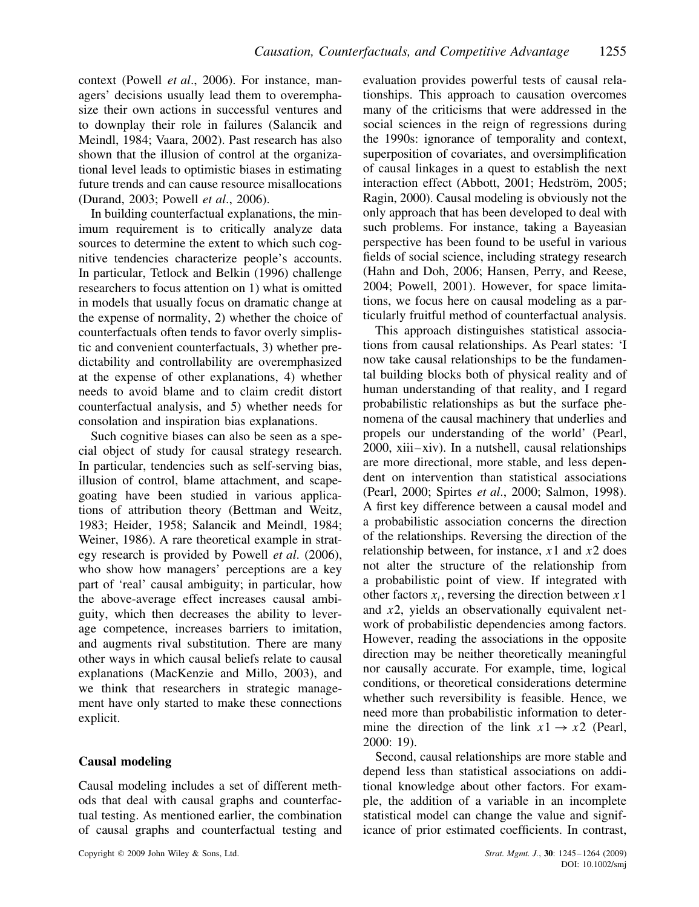context (Powell *et al*., 2006). For instance, managers' decisions usually lead them to overemphasize their own actions in successful ventures and to downplay their role in failures (Salancik and Meindl, 1984; Vaara, 2002). Past research has also shown that the illusion of control at the organizational level leads to optimistic biases in estimating future trends and can cause resource misallocations (Durand, 2003; Powell *et al*., 2006).

In building counterfactual explanations, the minimum requirement is to critically analyze data sources to determine the extent to which such cognitive tendencies characterize people's accounts. In particular, Tetlock and Belkin (1996) challenge researchers to focus attention on 1) what is omitted in models that usually focus on dramatic change at the expense of normality, 2) whether the choice of counterfactuals often tends to favor overly simplistic and convenient counterfactuals, 3) whether predictability and controllability are overemphasized at the expense of other explanations, 4) whether needs to avoid blame and to claim credit distort counterfactual analysis, and 5) whether needs for consolation and inspiration bias explanations.

Such cognitive biases can also be seen as a special object of study for causal strategy research. In particular, tendencies such as self-serving bias, illusion of control, blame attachment, and scapegoating have been studied in various applications of attribution theory (Bettman and Weitz, 1983; Heider, 1958; Salancik and Meindl, 1984; Weiner, 1986). A rare theoretical example in strategy research is provided by Powell *et al*. (2006), who show how managers' perceptions are a key part of 'real' causal ambiguity; in particular, how the above-average effect increases causal ambiguity, which then decreases the ability to leverage competence, increases barriers to imitation, and augments rival substitution. There are many other ways in which causal beliefs relate to causal explanations (MacKenzie and Millo, 2003), and we think that researchers in strategic management have only started to make these connections explicit.

### Causal modeling

Causal modeling includes a set of different methods that deal with causal graphs and counterfactual testing. As mentioned earlier, the combination of causal graphs and counterfactual testing and evaluation provides powerful tests of causal relationships. This approach to causation overcomes many of the criticisms that were addressed in the social sciences in the reign of regressions during the 1990s: ignorance of temporality and context, superposition of covariates, and oversimplification of causal linkages in a quest to establish the next interaction effect (Abbott, 2001; Hedström, 2005; Ragin, 2000). Causal modeling is obviously not the only approach that has been developed to deal with such problems. For instance, taking a Bayeasian perspective has been found to be useful in various fields of social science, including strategy research (Hahn and Doh, 2006; Hansen, Perry, and Reese, 2004; Powell, 2001). However, for space limitations, we focus here on causal modeling as a particularly fruitful method of counterfactual analysis.

This approach distinguishes statistical associations from causal relationships. As Pearl states: 'I now take causal relationships to be the fundamental building blocks both of physical reality and of human understanding of that reality, and I regard probabilistic relationships as but the surface phenomena of the causal machinery that underlies and propels our understanding of the world' (Pearl, 2000, xiii–xiv). In a nutshell, causal relationships are more directional, more stable, and less dependent on intervention than statistical associations (Pearl, 2000; Spirtes *et al*., 2000; Salmon, 1998). A first key difference between a causal model and a probabilistic association concerns the direction of the relationships. Reversing the direction of the relationship between, for instance, $x1$ and $x2$ does not alter the structure of the relationship from a probabilistic point of view. If integrated with other factors $x_i$, reversing the direction between $x1$ and $x2$, yields an observationally equivalent network of probabilistic dependencies among factors. However, reading the associations in the opposite direction may be neither theoretically meaningful nor causally accurate. For example, time, logical conditions, or theoretical considerations determine whether such reversibility is feasible. Hence, we need more than probabilistic information to determine the direction of the link $x1 \rightarrow x2$ (Pearl, 2000: 19).

Second, causal relationships are more stable and depend less than statistical associations on additional knowledge about other factors. For example, the addition of a variable in an incomplete statistical model can change the value and significance of prior estimated coefficients. In contrast,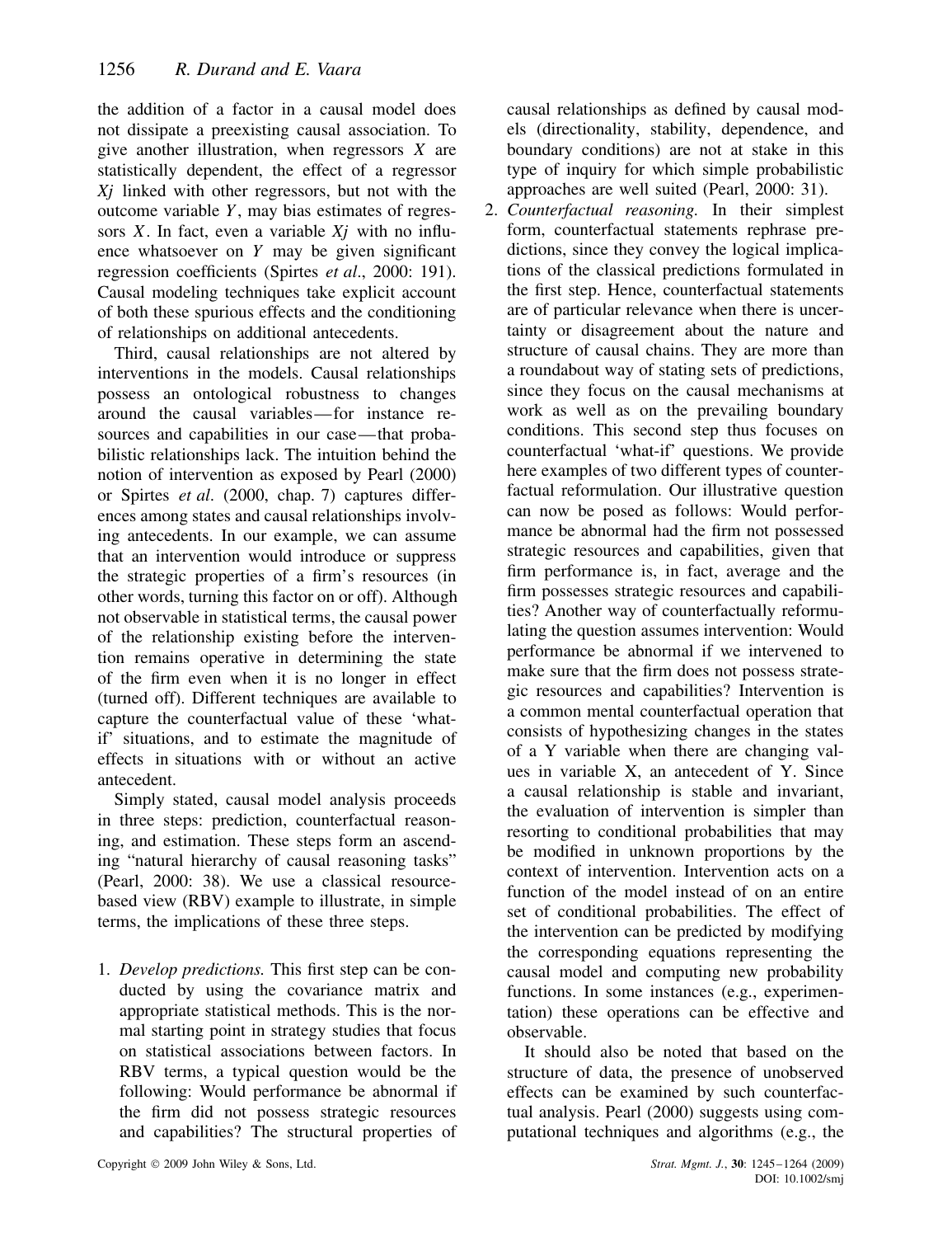the addition of a factor in a causal model does not dissipate a preexisting causal association. To give another illustration, when regressors $X$ are statistically dependent, the effect of a regressor $Xj$ linked with other regressors, but not with the outcome variable $Y$, may bias estimates of regressors $X$. In fact, even a variable $Xj$ with no influence whatsoever on $Y$ may be given significant regression coefficients (Spirtes *et al*., 2000: 191). Causal modeling techniques take explicit account of both these spurious effects and the conditioning of relationships on additional antecedents.

Third, causal relationships are not altered by interventions in the models. Causal relationships possess an ontological robustness to changes around the causal variables—for instance resources and capabilities in our case—that probabilistic relationships lack. The intuition behind the notion of intervention as exposed by Pearl (2000) or Spirtes *et al*. (2000, chap. 7) captures differences among states and causal relationships involving antecedents. In our example, we can assume that an intervention would introduce or suppress the strategic properties of a firm's resources (in other words, turning this factor on or off). Although not observable in statistical terms, the causal power of the relationship existing before the intervention remains operative in determining the state of the firm even when it is no longer in effect (turned off). Different techniques are available to capture the counterfactual value of these 'what-if' situations, and to estimate the magnitude of effects in situations with or without an active antecedent.

Simply stated, causal model analysis proceeds in three steps: prediction, counterfactual reasoning, and estimation. These steps form an ascending "natural hierarchy of causal reasoning tasks" (Pearl, 2000: 38). We use a classical resource-based view (RBV) example to illustrate, in simple terms, the implications of these three steps.

1. *Develop predictions.* This first step can be conducted by using the covariance matrix and appropriate statistical methods. This is the normal starting point in strategy studies that focus on statistical associations between factors. In RBV terms, a typical question would be the following: Would performance be abnormal if the firm did not possess strategic resources and capabilities? The structural properties of causal relationships as defined by causal models (directionality, stability, dependence, and boundary conditions) are not at stake in this type of inquiry for which simple probabilistic approaches are well suited (Pearl, 2000: 31).
2. *Counterfactual reasoning.* In their simplest form, counterfactual statements rephrase predictions, since they convey the logical implications of the classical predictions formulated in the first step. Hence, counterfactual statements are of particular relevance when there is uncertainty or disagreement about the nature and structure of causal chains. They are more than a roundabout way of stating sets of predictions, since they focus on the causal mechanisms at work as well as on the prevailing boundary conditions. This second step thus focuses on counterfactual 'what-if' questions. We provide here examples of two different types of counterfactual reformulation. Our illustrative question can now be posed as follows: Would performance be abnormal had the firm not possessed strategic resources and capabilities, given that firm performance is, in fact, average and the firm possesses strategic resources and capabilities? Another way of counterfactually reformulating the question assumes intervention: Would performance be abnormal if we intervened to make sure that the firm does not possess strategic resources and capabilities? Intervention is a common mental counterfactual operation that consists of hypothesizing changes in the states of a Y variable when there are changing values in variable X, an antecedent of Y. Since a causal relationship is stable and invariant, the evaluation of intervention is simpler than resorting to conditional probabilities that may be modified in unknown proportions by the context of intervention. Intervention acts on a function of the model instead of on an entire set of conditional probabilities. The effect of the intervention can be predicted by modifying the corresponding equations representing the causal model and computing new probability functions. In some instances (e.g., experimentation) these operations can be effective and observable.

It should also be noted that based on the structure of data, the presence of unobserved effects can be examined by such counterfactual analysis. Pearl (2000) suggests using computational techniques and algorithms (e.g., the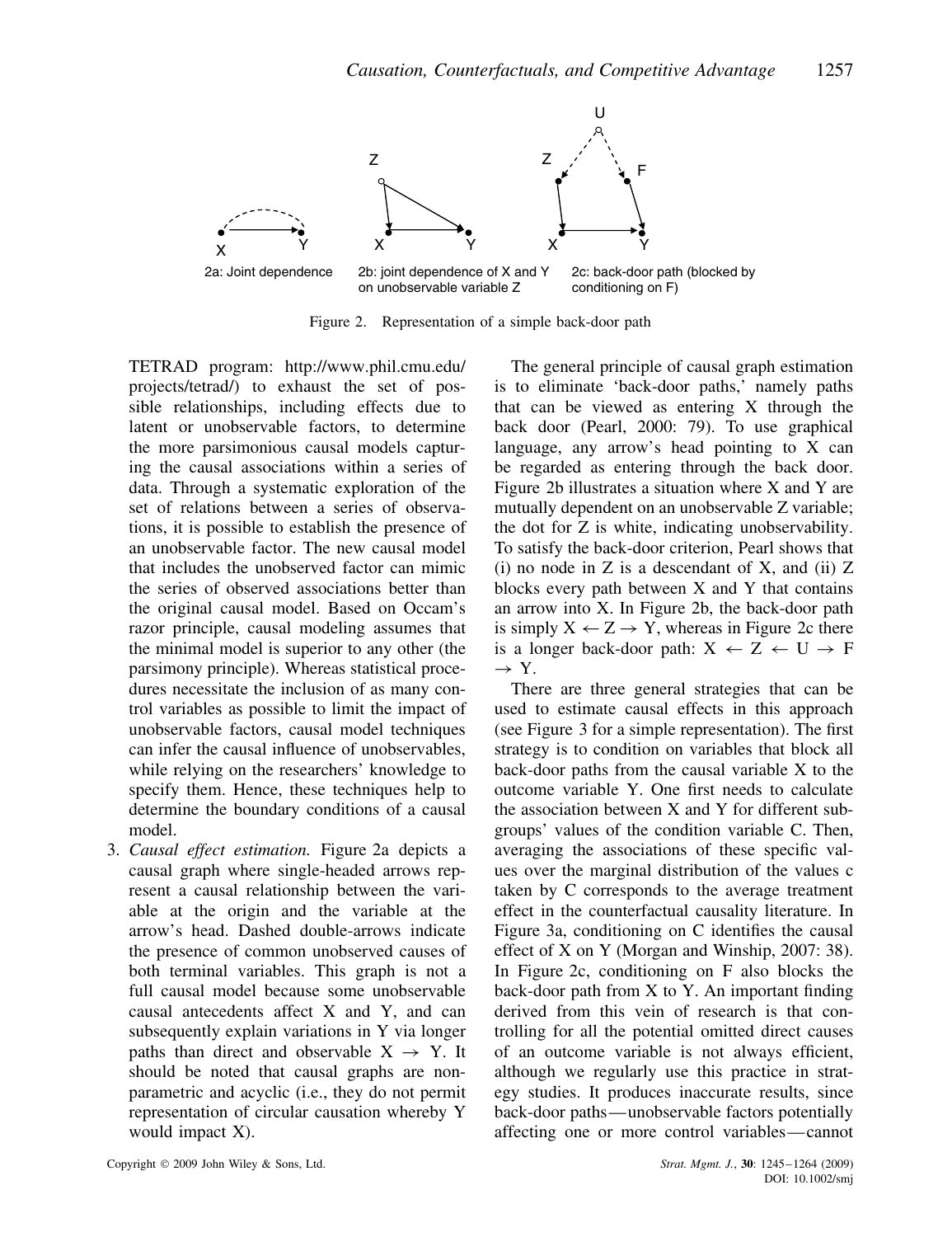X

Y

2a: Joint dependence

Z

X

Y

2b: joint dependence of X and Y on unobservable variable Z

U

Z

F

X

Y

2c: back-door path (blocked by conditioning on F)

Figure 2. Representation of a simple back-door path

TETRAD program: http://www.phil.cmu.edu/projects/tetrad/) to exhaust the set of possible relationships, including effects due to latent or unobservable factors, to determine the more parsimonious causal models capturing the causal associations within a series of data. Through a systematic exploration of the set of relations between a series of observations, it is possible to establish the presence of an unobservable factor. The new causal model that includes the unobserved factor can mimic the series of observed associations better than the original causal model. Based on Occam's razor principle, causal modeling assumes that the minimal model is superior to any other (the parsimony principle). Whereas statistical procedures necessitate the inclusion of as many control variables as possible to limit the impact of unobservable factors, causal model techniques can infer the causal influence of unobservables, while relying on the researchers' knowledge to specify them. Hence, these techniques help to determine the boundary conditions of a causal model.

3. *Causal effect estimation.* Figure 2a depicts a causal graph where single-headed arrows represent a causal relationship between the variable at the origin and the variable at the arrow's head. Dashed double-arrows indicate the presence of common unobserved causes of both terminal variables. This graph is not a full causal model because some unobservable causal antecedents affect X and Y, and can subsequently explain variations in Y via longer paths than direct and observable $X \rightarrow Y$. It should be noted that causal graphs are nonparametric and acyclic (i.e., they do not permit representation of circular causation whereby Y would impact X).

The general principle of causal graph estimation is to eliminate 'back-door paths,' namely paths that can be viewed as entering X through the back door (Pearl, 2000: 79). To use graphical language, any arrow's head pointing to X can be regarded as entering through the back door. Figure 2b illustrates a situation where X and Y are mutually dependent on an unobservable Z variable; the dot for Z is white, indicating unobservability. To satisfy the back-door criterion, Pearl shows that (i) no node in Z is a descendant of X, and (ii) Z blocks every path between X and Y that contains an arrow into X. In Figure 2b, the back-door path is simply $X \leftarrow Z \rightarrow Y$, whereas in Figure 2c there is a longer back-door path: $X \leftarrow Z \leftarrow U \rightarrow F \rightarrow Y$.

There are three general strategies that can be used to estimate causal effects in this approach (see Figure 3 for a simple representation). The first strategy is to condition on variables that block all back-door paths from the causal variable X to the outcome variable Y. One first needs to calculate the association between X and Y for different subgroups' values of the condition variable C. Then, averaging the associations of these specific values over the marginal distribution of the values c taken by C corresponds to the average treatment effect in the counterfactual causality literature. In Figure 3a, conditioning on C identifies the causal effect of X on Y (Morgan and Winship, 2007: 38). In Figure 2c, conditioning on F also blocks the back-door path from X to Y. An important finding derived from this vein of research is that controlling for all the potential omitted direct causes of an outcome variable is not always efficient, although we regularly use this practice in strategy studies. It produces inaccurate results, since back-door paths—unobservable factors potentially affecting one or more control variables—cannot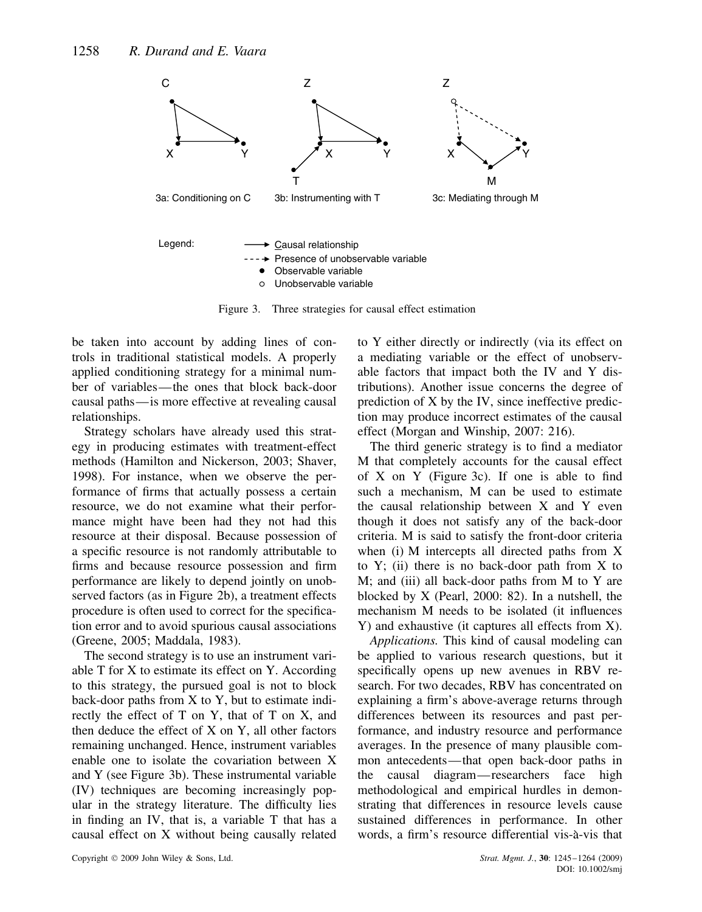Figure 3. Three strategies for causal effect estimation

be taken into account by adding lines of controls in traditional statistical models. A properly applied conditioning strategy for a minimal number of variables—the ones that block back-door causal paths—is more effective at revealing causal relationships.

Strategy scholars have already used this strategy in producing estimates with treatment-effect methods (Hamilton and Nickerson, 2003; Shaver, 1998). For instance, when we observe the performance of firms that actually possess a certain resource, we do not examine what their performance might have been had they not had this resource at their disposal. Because possession of a specific resource is not randomly attributable to firms and because resource possession and firm performance are likely to depend jointly on unobserved factors (as in Figure 2b), a treatment effects procedure is often used to correct for the specification error and to avoid spurious causal associations (Greene, 2005; Maddala, 1983).

The second strategy is to use an instrument variable T for X to estimate its effect on Y. According to this strategy, the pursued goal is not to block back-door paths from X to Y, but to estimate indirectly the effect of T on Y, that of T on X, and then deduce the effect of X on Y, all other factors remaining unchanged. Hence, instrument variables enable one to isolate the covariation between X and Y (see Figure 3b). These instrumental variable (IV) techniques are becoming increasingly popular in the strategy literature. The difficulty lies in finding an IV, that is, a variable T that has a causal effect on X without being causally related to Y either directly or indirectly (via its effect on a mediating variable or the effect of unobservable factors that impact both the IV and Y distributions). Another issue concerns the degree of prediction of X by the IV, since ineffective prediction may produce incorrect estimates of the causal effect (Morgan and Winship, 2007: 216).

The third generic strategy is to find a mediator M that completely accounts for the causal effect of X on Y (Figure 3c). If one is able to find such a mechanism, M can be used to estimate the causal relationship between X and Y even though it does not satisfy any of the back-door criteria. M is said to satisfy the front-door criteria when (i) M intercepts all directed paths from X to Y; (ii) there is no back-door path from X to M; and (iii) all back-door paths from M to Y are blocked by X (Pearl, 2000: 82). In a nutshell, the mechanism M needs to be isolated (it influences Y) and exhaustive (it captures all effects from X).

*Applications.* This kind of causal modeling can be applied to various research questions, but it specifically opens up new avenues in RBV research. For two decades, RBV has concentrated on explaining a firm's above-average returns through differences between its resources and past performance, and industry resource and performance averages. In the presence of many plausible common antecedents—that open back-door paths in the causal diagram—researchers face high methodological and empirical hurdles in demonstrating that differences in resource levels cause sustained differences in performance. In other words, a firm's resource differential vis-à-vis that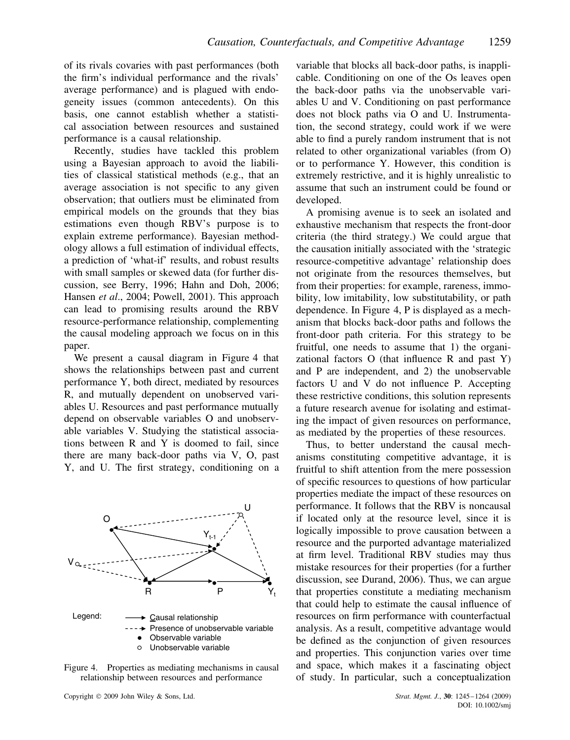of its rivals covaries with past performances (both the firm's individual performance and the rivals' average performance) and is plagued with endogeneity issues (common antecedents). On this basis, one cannot establish whether a statistical association between resources and sustained performance is a causal relationship.

Recently, studies have tackled this problem using a Bayesian approach to avoid the liabilities of classical statistical methods (e.g., that an average association is not specific to any given observation; that outliers must be eliminated from empirical models on the grounds that they bias estimations even though RBV's purpose is to explain extreme performance). Bayesian methodology allows a full estimation of individual effects, a prediction of 'what-if' results, and robust results with small samples or skewed data (for further discussion, see Berry, 1996; Hahn and Doh, 2006; Hansen *et al*., 2004; Powell, 2001). This approach can lead to promising results around the RBV resource-performance relationship, complementing the causal modeling approach we focus on in this paper.

We present a causal diagram in Figure 4 that shows the relationships between past and current performance Y, both direct, mediated by resources R, and mutually dependent on unobserved variables U. Resources and past performance mutually depend on observable variables O and unobservable variables V. Studying the statistical associations between R and Y is doomed to fail, since there are many back-door paths via V, O, past Y, and U. The first strategy, conditioning on a variable that blocks all back-door paths, is inapplicable. Conditioning on one of the Os leaves open the back-door paths via the unobservable variables U and V. Conditioning on past performance does not block paths via O and U. Instrumentation, the second strategy, could work if we were able to find a purely random instrument that is not related to other organizational variables (from O) or to performance Y. However, this condition is extremely restrictive, and it is highly unrealistic to assume that such an instrument could be found or developed.

Figure 4. Properties as mediating mechanisms in causal relationship between resources and performance

A promising avenue is to seek an isolated and exhaustive mechanism that respects the front-door criteria (the third strategy.) We could argue that the causation initially associated with the 'strategic resource-competitive advantage' relationship does not originate from the resources themselves, but from their properties: for example, rareness, immobility, low imitability, low substitutability, or path dependence. In Figure 4, P is displayed as a mechanism that blocks back-door paths and follows the front-door path criteria. For this strategy to be fruitful, one needs to assume that 1) the organizational factors O (that influence R and past Y) and P are independent, and 2) the unobservable factors U and V do not influence P. Accepting these restrictive conditions, this solution represents a future research avenue for isolating and estimating the impact of given resources on performance, as mediated by the properties of these resources.

Thus, to better understand the causal mechanisms constituting competitive advantage, it is fruitful to shift attention from the mere possession of specific resources to questions of how particular properties mediate the impact of these resources on performance. It follows that the RBV is noncausal if located only at the resource level, since it is logically impossible to prove causation between a resource and the purported advantage materialized at firm level. Traditional RBV studies may thus mistake resources for their properties (for a further discussion, see Durand, 2006). Thus, we can argue that properties constitute a mediating mechanism that could help to estimate the causal influence of resources on firm performance with counterfactual analysis. As a result, competitive advantage would be defined as the conjunction of given resources and properties. This conjunction varies over time and space, which makes it a fascinating object of study. In particular, such a conceptualization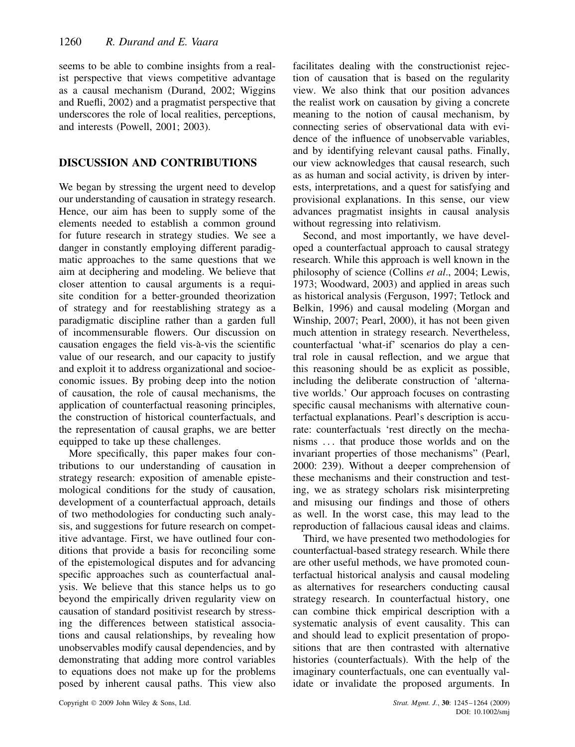seems to be able to combine insights from a realist perspective that views competitive advantage as a causal mechanism (Durand, 2002; Wiggins and Ruefli, 2002) and a pragmatist perspective that underscores the role of local realities, perceptions, and interests (Powell, 2001; 2003).

## DISCUSSION AND CONTRIBUTIONS

We began by stressing the urgent need to develop our understanding of causation in strategy research. Hence, our aim has been to supply some of the elements needed to establish a common ground for future research in strategy studies. We see a danger in constantly employing different paradigmatic approaches to the same questions that we aim at deciphering and modeling. We believe that closer attention to causal arguments is a requisite condition for a better-grounded theorization of strategy and for reestablishing strategy as a paradigmatic discipline rather than a garden full of incommensurable flowers. Our discussion on causation engages the field vis-à-vis the scientific value of our research, and our capacity to justify and exploit it to address organizational and socioeconomic issues. By probing deep into the notion of causation, the role of causal mechanisms, the application of counterfactual reasoning principles, the construction of historical counterfactuals, and the representation of causal graphs, we are better equipped to take up these challenges.

More specifically, this paper makes four contributions to our understanding of causation in strategy research: exposition of amenable epistemological conditions for the study of causation, development of a counterfactual approach, details of two methodologies for conducting such analysis, and suggestions for future research on competitive advantage. First, we have outlined four conditions that provide a basis for reconciling some of the epistemological disputes and for advancing specific approaches such as counterfactual analysis. We believe that this stance helps us to go beyond the empirically driven regularity view on causation of standard positivist research by stressing the differences between statistical associations and causal relationships, by revealing how unobservables modify causal dependencies, and by demonstrating that adding more control variables to equations does not make up for the problems posed by inherent causal paths. This view also facilitates dealing with the constructionist rejection of causation that is based on the regularity view. We also think that our position advances the realist work on causation by giving a concrete meaning to the notion of causal mechanism, by connecting series of observational data with evidence of the influence of unobservable variables, and by identifying relevant causal paths. Finally, our view acknowledges that causal research, such as as human and social activity, is driven by interests, interpretations, and a quest for satisfying and provisional explanations. In this sense, our view advances pragmatist insights in causal analysis without regressing into relativism.

Second, and most importantly, we have developed a counterfactual approach to causal strategy research. While this approach is well known in the philosophy of science (Collins *et al*., 2004; Lewis, 1973; Woodward, 2003) and applied in areas such as historical analysis (Ferguson, 1997; Tetlock and Belkin, 1996) and causal modeling (Morgan and Winship, 2007; Pearl, 2000), it has not been given much attention in strategy research. Nevertheless, counterfactual 'what-if' scenarios do play a central role in causal reflection, and we argue that this reasoning should be as explicit as possible, including the deliberate construction of 'alternative worlds.' Our approach focuses on contrasting specific causal mechanisms with alternative counterfactual explanations. Pearl's description is accurate: counterfactuals 'rest directly on the mechanisms ... that produce those worlds and on the invariant properties of those mechanisms" (Pearl, 2000: 239). Without a deeper comprehension of these mechanisms and their construction and testing, we as strategy scholars risk misinterpreting and misusing our findings and those of others as well. In the worst case, this may lead to the reproduction of fallacious causal ideas and claims.

Third, we have presented two methodologies for counterfactual-based strategy research. While there are other useful methods, we have promoted counterfactual historical analysis and causal modeling as alternatives for researchers conducting causal strategy research. In counterfactual history, one can combine thick empirical description with a systematic analysis of event causality. This can and should lead to explicit presentation of propositions that are then contrasted with alternative histories (counterfactuals). With the help of the imaginary counterfactuals, one can eventually validate or invalidate the proposed arguments. In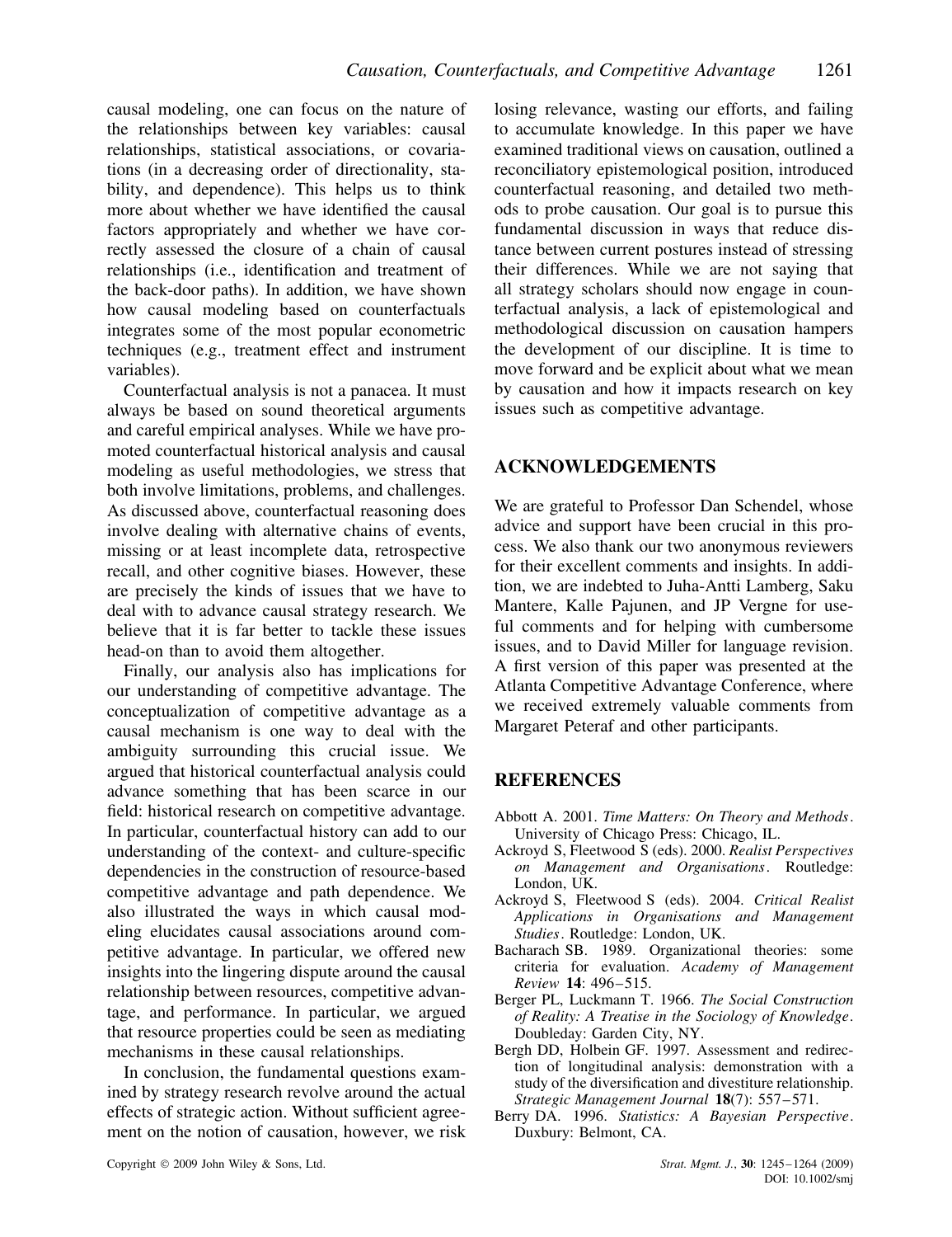causal modeling, one can focus on the nature of the relationships between key variables: causal relationships, statistical associations, or covariations (in a decreasing order of directionality, stability, and dependence). This helps us to think more about whether we have identified the causal factors appropriately and whether we have correctly assessed the closure of a chain of causal relationships (i.e., identification and treatment of the back-door paths). In addition, we have shown how causal modeling based on counterfactuals integrates some of the most popular econometric techniques (e.g., treatment effect and instrument variables).

Counterfactual analysis is not a panacea. It must always be based on sound theoretical arguments and careful empirical analyses. While we have promoted counterfactual historical analysis and causal modeling as useful methodologies, we stress that both involve limitations, problems, and challenges. As discussed above, counterfactual reasoning does involve dealing with alternative chains of events, missing or at least incomplete data, retrospective recall, and other cognitive biases. However, these are precisely the kinds of issues that we have to deal with to advance causal strategy research. We believe that it is far better to tackle these issues head-on than to avoid them altogether.

Finally, our analysis also has implications for our understanding of competitive advantage. The conceptualization of competitive advantage as a causal mechanism is one way to deal with the ambiguity surrounding this crucial issue. We argued that historical counterfactual analysis could advance something that has been scarce in our field: historical research on competitive advantage. In particular, counterfactual history can add to our understanding of the context- and culture-specific dependencies in the construction of resource-based competitive advantage and path dependence. We also illustrated the ways in which causal modeling elucidates causal associations around competitive advantage. In particular, we offered new insights into the lingering dispute around the causal relationship between resources, competitive advantage, and performance. In particular, we argued that resource properties could be seen as mediating mechanisms in these causal relationships.

In conclusion, the fundamental questions examined by strategy research revolve around the actual effects of strategic action. Without sufficient agreement on the notion of causation, however, we risk losing relevance, wasting our efforts, and failing to accumulate knowledge. In this paper we have examined traditional views on causation, outlined a reconciliatory epistemological position, introduced counterfactual reasoning, and detailed two methods to probe causation. Our goal is to pursue this fundamental discussion in ways that reduce distance between current postures instead of stressing their differences. While we are not saying that all strategy scholars should now engage in counterfactual analysis, a lack of epistemological and methodological discussion on causation hampers the development of our discipline. It is time to move forward and be explicit about what we mean by causation and how it impacts research on key issues such as competitive advantage.

## ACKNOWLEDGEMENTS

We are grateful to Professor Dan Schendel, whose advice and support have been crucial in this process. We also thank our two anonymous reviewers for their excellent comments and insights. In addition, we are indebted to Juha-Antti Lamberg, Saku Mantere, Kalle Pajunen, and JP Vergne for useful comments and for helping with cumbersome issues, and to David Miller for language revision. A first version of this paper was presented at the Atlanta Competitive Advantage Conference, where we received extremely valuable comments from Margaret Peteraf and other participants.

## REFERENCES

Abbott A. 2001. *Time Matters: On Theory and Methods*. University of Chicago Press: Chicago, IL.

Ackroyd S, Fleetwood S (eds). 2000. *Realist Perspectives on Management and Organisations*. Routledge: London, UK.

Ackroyd S, Fleetwood S (eds). 2004. *Critical Realist Applications in Organisations and Management Studies*. Routledge: London, UK.

Bacharach SB. 1989. Organizational theories: some criteria for evaluation. *Academy of Management Review* **14**: 496–515.

Berger PL, Luckmann T. 1966. *The Social Construction of Reality: A Treatise in the Sociology of Knowledge*. Doubleday: Garden City, NY.

Bergh DD, Holbein GF. 1997. Assessment and redirection of longitudinal analysis: demonstration with a study of the diversification and divestiture relationship. *Strategic Management Journal* **18**(7): 557–571.

Berry DA. 1996. *Statistics: A Bayesian Perspective*. Duxbury: Belmont, CA.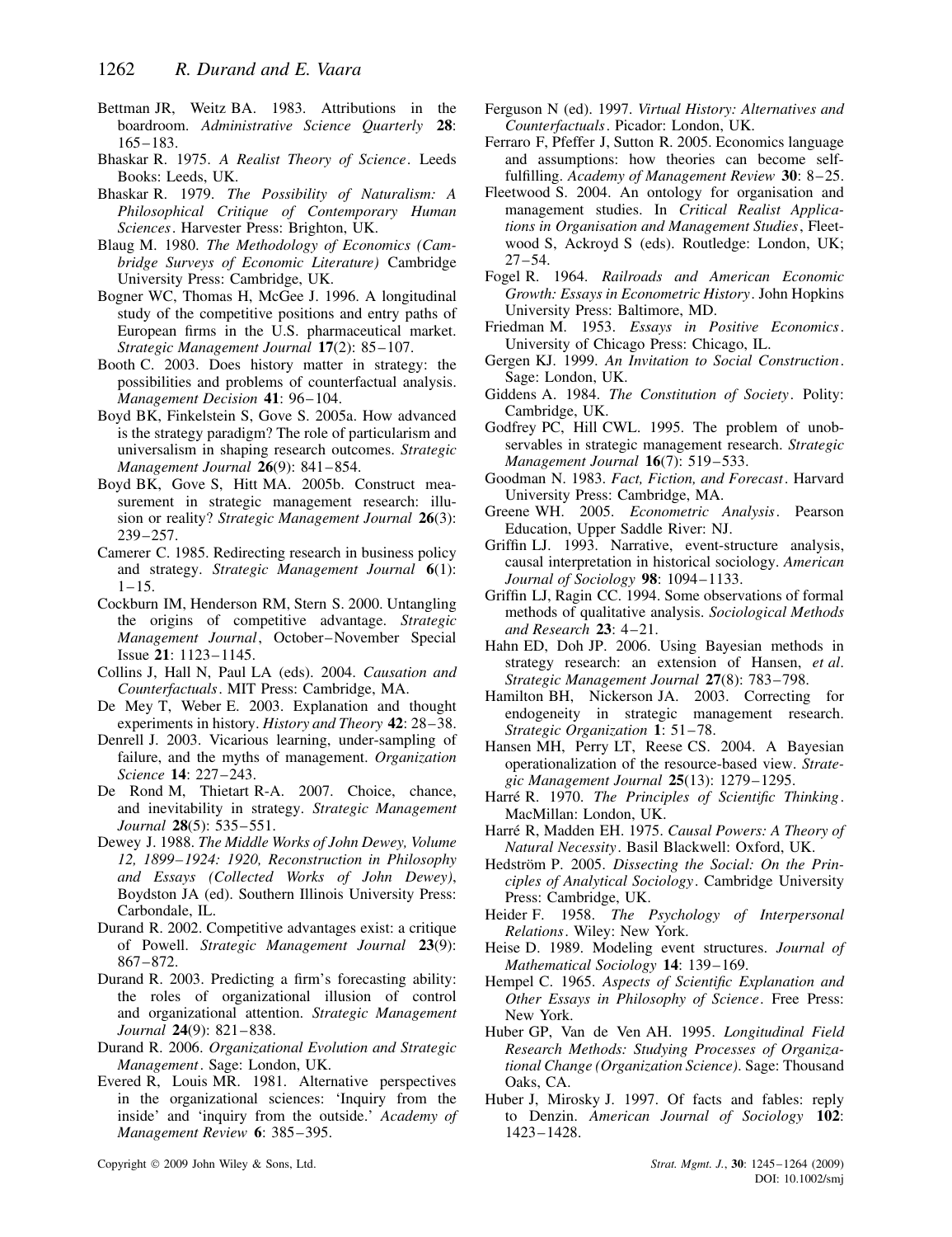Bettman JR, Weitz BA. 1983. Attributions in the boardroom. *Administrative Science Quarterly* **28**: 165–183.

Bhaskar R. 1975. *A Realist Theory of Science*. Leeds Books: Leeds, UK.

Bhaskar R. 1979. *The Possibility of Naturalism: A Philosophical Critique of Contemporary Human Sciences*. Harvester Press: Brighton, UK.

Blaug M. 1980. *The Methodology of Economics (Cambridge Surveys of Economic Literature)* Cambridge University Press: Cambridge, UK.

Bogner WC, Thomas H, McGee J. 1996. A longitudinal study of the competitive positions and entry paths of European firms in the U.S. pharmaceutical market. *Strategic Management Journal* **17**(2): 85–107.

Booth C. 2003. Does history matter in strategy: the possibilities and problems of counterfactual analysis. *Management Decision* **41**: 96–104.

Boyd BK, Finkelstein S, Gove S. 2005a. How advanced is the strategy paradigm? The role of particularism and universalism in shaping research outcomes. *Strategic Management Journal* **26**(9): 841–854.

Boyd BK, Gove S, Hitt MA. 2005b. Construct measurement in strategic management research: illusion or reality? *Strategic Management Journal* **26**(3): 239–257.

Camerer C. 1985. Redirecting research in business policy and strategy. *Strategic Management Journal* **6**(1): 1–15.

Cockburn IM, Henderson RM, Stern S. 2000. Untangling the origins of competitive advantage. *Strategic Management Journal*, October–November Special Issue **21**: 1123–1145.

Collins J, Hall N, Paul LA (eds). 2004. *Causation and Counterfactuals*. MIT Press: Cambridge, MA.

De Mey T, Weber E. 2003. Explanation and thought experiments in history. *History and Theory* **42**: 28–38.

Denrell J. 2003. Vicarious learning, under-sampling of failure, and the myths of management. *Organization Science* **14**: 227–243.

De Rond M, Thietart R-A. 2007. Choice, chance, and inevitability in strategy. *Strategic Management Journal* **28**(5): 535–551.

Dewey J. 1988. *The Middle Works of John Dewey, Volume 12, 1899–1924: 1920, Reconstruction in Philosophy and Essays (Collected Works of John Dewey)*, Boydston JA (ed). Southern Illinois University Press: Carbondale, IL.

Durand R. 2002. Competitive advantages exist: a critique of Powell. *Strategic Management Journal* **23**(9): 867–872.

Durand R. 2003. Predicting a firm's forecasting ability: the roles of organizational illusion of control and organizational attention. *Strategic Management Journal* **24**(9): 821–838.

Durand R. 2006. *Organizational Evolution and Strategic Management*. Sage: London, UK.

Evered R, Louis MR. 1981. Alternative perspectives in the organizational sciences: 'Inquiry from the inside' and 'inquiry from the outside.' *Academy of Management Review* **6**: 385–395.

Ferguson N (ed). 1997. *Virtual History: Alternatives and Counterfactuals*. Picador: London, UK.

Ferraro F, Pfeffer J, Sutton R. 2005. Economics language and assumptions: how theories can become self-fulfilling. *Academy of Management Review* **30**: 8–25.

Fleetwood S. 2004. An ontology for organisation and management studies. In *Critical Realist Applications in Organisation and Management Studies*, Fleetwood S, Ackroyd S (eds). Routledge: London, UK; 27–54.

Fogel R. 1964. *Railroads and American Economic Growth: Essays in Econometric History*. John Hopkins University Press: Baltimore, MD.

Friedman M. 1953. *Essays in Positive Economics*. University of Chicago Press: Chicago, IL.

Gergen KJ. 1999. *An Invitation to Social Construction*. Sage: London, UK.

Giddens A. 1984. *The Constitution of Society*. Polity: Cambridge, UK.

Godfrey PC, Hill CWL. 1995. The problem of unobservables in strategic management research. *Strategic Management Journal* **16**(7): 519–533.

Goodman N. 1983. *Fact, Fiction, and Forecast*. Harvard University Press: Cambridge, MA.

Greene WH. 2005. *Econometric Analysis*. Pearson Education, Upper Saddle River: NJ.

Griffin LJ. 1993. Narrative, event-structure analysis, causal interpretation in historical sociology. *American Journal of Sociology* **98**: 1094–1133.

Griffin LJ, Ragin CC. 1994. Some observations of formal methods of qualitative analysis. *Sociological Methods and Research* **23**: 4–21.

Hahn ED, Doh JP. 2006. Using Bayesian methods in strategy research: an extension of Hansen, *et al*. *Strategic Management Journal* **27**(8): 783–798.

Hamilton BH, Nickerson JA. 2003. Correcting for endogeneity in strategic management research. *Strategic Organization* **1**: 51–78.

Hansen MH, Perry LT, Reese CS. 2004. A Bayesian operationalization of the resource-based view. *Strategic Management Journal* **25**(13): 1279–1295.

Harré R. 1970. *The Principles of Scientific Thinking*. MacMillan: London, UK.

Harré R, Madden EH. 1975. *Causal Powers: A Theory of Natural Necessity*. Basil Blackwell: Oxford, UK.

Hedström P. 2005. *Dissecting the Social: On the Principles of Analytical Sociology*. Cambridge University Press: Cambridge, UK.

Heider F. 1958. *The Psychology of Interpersonal Relations*. Wiley: New York.

Heise D. 1989. Modeling event structures. *Journal of Mathematical Sociology* **14**: 139–169.

Hempel C. 1965. *Aspects of Scientific Explanation and Other Essays in Philosophy of Science*. Free Press: New York.

Huber GP, Van de Ven AH. 1995. *Longitudinal Field Research Methods: Studying Processes of Organizational Change (Organization Science)*. Sage: Thousand Oaks, CA.

Huber J, Mirosky J. 1997. Of facts and fables: reply to Denzin. *American Journal of Sociology* **102**: 1423–1428.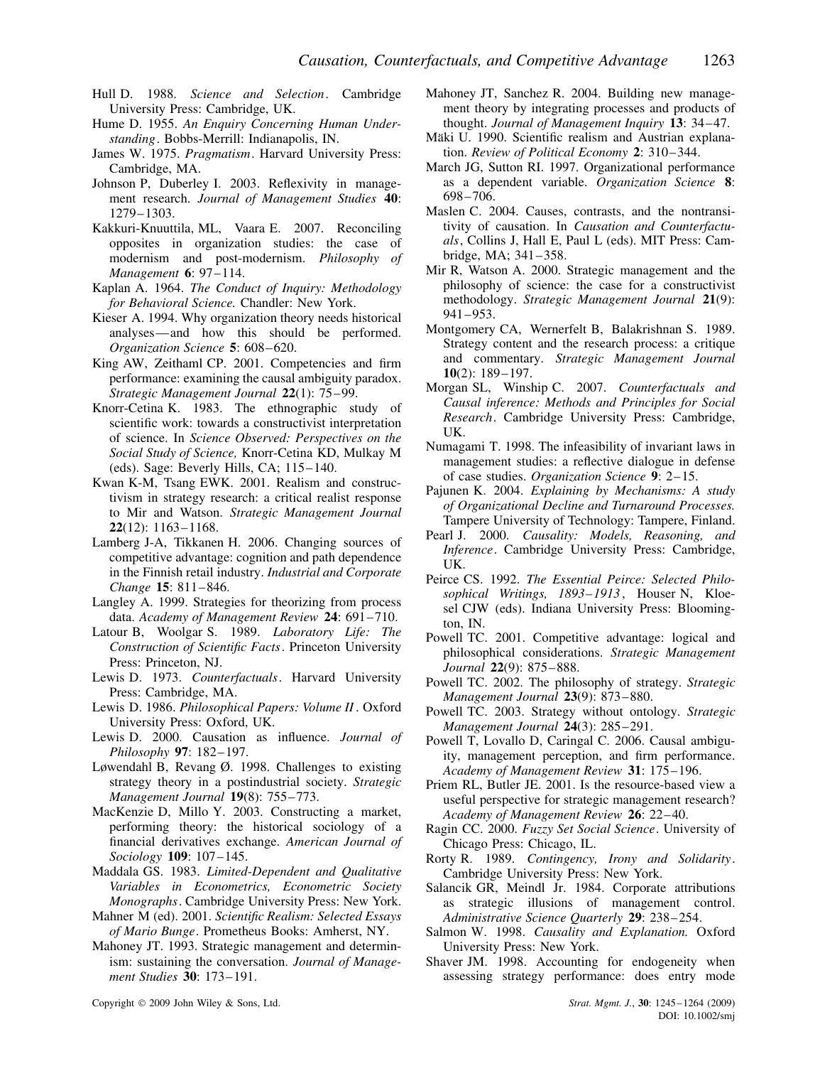Hull D. 1988. *Science and Selection*. Cambridge University Press: Cambridge, UK.

Hume D. 1955. *An Enquiry Concerning Human Understanding*. Bobbs-Merrill: Indianapolis, IN.

James W. 1975. *Pragmatism*. Harvard University Press: Cambridge, MA.

Johnson P, Duberley I. 2003. Reflexivity in management research. *Journal of Management Studies* **40**: 1279–1303.

Kakkuri-Knuuttila, ML, Vaara E. 2007. Reconciling opposites in organization studies: the case of modernism and post-modernism. *Philosophy of Management* **6**: 97–114.

Kaplan A. 1964. *The Conduct of Inquiry: Methodology for Behavioral Science.* Chandler: New York.

Kieser A. 1994. Why organization theory needs historical analyses—and how this should be performed. *Organization Science* **5**: 608–620.

King AW, Zeithaml CP. 2001. Competencies and firm performance: examining the causal ambiguity paradox. *Strategic Management Journal* **22**(1): 75–99.

Knorr-Cetina K. 1983. The ethnographic study of scientific work: towards a constructivist interpretation of science. In *Science Observed: Perspectives on the Social Study of Science,* Knorr-Cetina KD, Mulkay M (eds). Sage: Beverly Hills, CA; 115–140.

Kwan K-M, Tsang EWK. 2001. Realism and constructivism in strategy research: a critical realist response to Mir and Watson. *Strategic Management Journal* **22**(12): 1163–1168.

Lamberg J-A, Tikkanen H. 2006. Changing sources of competitive advantage: cognition and path dependence in the Finnish retail industry. *Industrial and Corporate Change* **15**: 811–846.

Langley A. 1999. Strategies for theorizing from process data. *Academy of Management Review* **24**: 691–710.

Latour B, Woolgar S. 1989. *Laboratory Life: The Construction of Scientific Facts*. Princeton University Press: Princeton, NJ.

Lewis D. 1973. *Counterfactuals*. Harvard University Press: Cambridge, MA.

Lewis D. 1986. *Philosophical Papers: Volume II*. Oxford University Press: Oxford, UK.

Lewis D. 2000. Causation as influence. *Journal of Philosophy* **97**: 182–197.

Løwendahl B, Revang Ø. 1998. Challenges to existing strategy theory in a postindustrial society. *Strategic Management Journal* **19**(8): 755–773.

MacKenzie D, Millo Y. 2003. Constructing a market, performing theory: the historical sociology of a financial derivatives exchange. *American Journal of Sociology* **109**: 107–145.

Maddala GS. 1983. *Limited-Dependent and Qualitative Variables in Econometrics, Econometric Society Monographs*. Cambridge University Press: New York.

Mahner M (ed). 2001. *Scientific Realism: Selected Essays of Mario Bunge*. Prometheus Books: Amherst, NY.

Mahoney JT. 1993. Strategic management and determinism: sustaining the conversation. *Journal of Management Studies* **30**: 173–191.

Mahoney JT, Sanchez R. 2004. Building new management theory by integrating processes and products of thought. *Journal of Management Inquiry* **13**: 34–47.

Mäki U. 1990. Scientific realism and Austrian explanation. *Review of Political Economy* **2**: 310–344.

March JG, Sutton RI. 1997. Organizational performance as a dependent variable. *Organization Science* **8**: 698–706.

Maslen C. 2004. Causes, contrasts, and the nontransitivity of causation. In *Causation and Counterfactuals*, Collins J, Hall E, Paul L (eds). MIT Press: Cambridge, MA; 341–358.

Mir R, Watson A. 2000. Strategic management and the philosophy of science: the case for a constructivist methodology. *Strategic Management Journal* **21**(9): 941–953.

Montgomery CA, Wernerfelt B, Balakrishnan S. 1989. Strategy content and the research process: a critique and commentary. *Strategic Management Journal* **10**(2): 189–197.

Morgan SL, Winship C. 2007. *Counterfactuals and Causal inference: Methods and Principles for Social Research*. Cambridge University Press: Cambridge, UK.

Numagami T. 1998. The infeasibility of invariant laws in management studies: a reflective dialogue in defense of case studies. *Organization Science* **9**: 2–15.

Pajunen K. 2004. *Explaining by Mechanisms: A study of Organizational Decline and Turnaround Processes.* Tampere University of Technology: Tampere, Finland.

Pearl J. 2000. *Causality: Models, Reasoning, and Inference*. Cambridge University Press: Cambridge, UK.

Peirce CS. 1992. *The Essential Peirce: Selected Philosophical Writings, 1893–1913*, Houser N, Kloesel CJW (eds). Indiana University Press: Bloomington, IN.

Powell TC. 2001. Competitive advantage: logical and philosophical considerations. *Strategic Management Journal* **22**(9): 875–888.

Powell TC. 2002. The philosophy of strategy. *Strategic Management Journal* **23**(9): 873–880.

Powell TC. 2003. Strategy without ontology. *Strategic Management Journal* **24**(3): 285–291.

Powell T, Lovallo D, Caringal C. 2006. Causal ambiguity, management perception, and firm performance. *Academy of Management Review* **31**: 175–196.

Priem RL, Butler JE. 2001. Is the resource-based view a useful perspective for strategic management research? *Academy of Management Review* **26**: 22–40.

Ragin CC. 2000. *Fuzzy Set Social Science*. University of Chicago Press: Chicago, IL.

Rorty R. 1989. *Contingency, Irony and Solidarity*. Cambridge University Press: New York.

Salancik GR, Meindl Jr. 1984. Corporate attributions as strategic illusions of management control. *Administrative Science Quarterly* **29**: 238–254.

Salmon W. 1998. *Causality and Explanation.* Oxford University Press: New York.

Shaver JM. 1998. Accounting for endogeneity when assessing strategy performance: does entry mode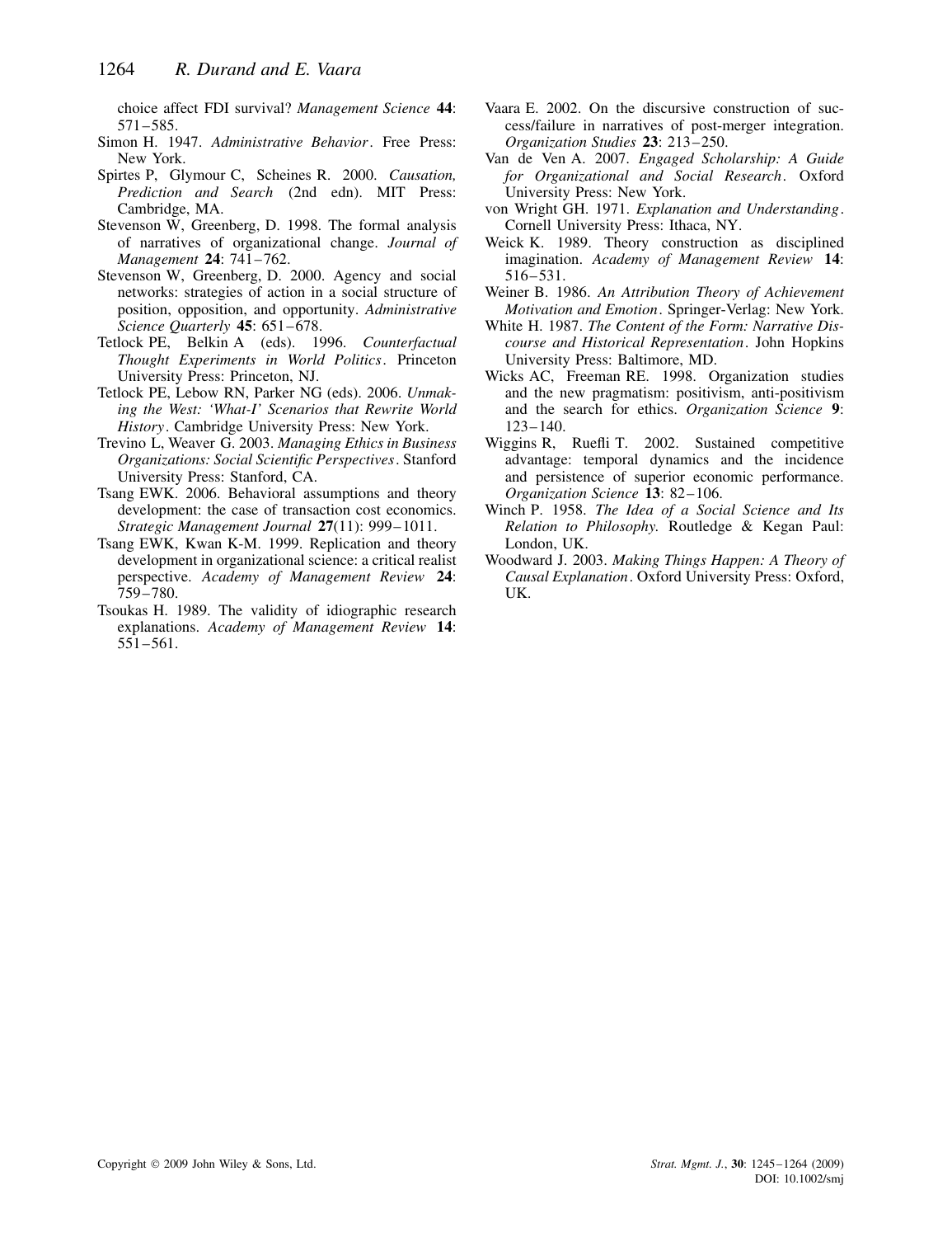choice affect FDI survival? *Management Science* **44**: 571–585.

Simon H. 1947. *Administrative Behavior*. Free Press: New York.

Spirtes P, Glymour C, Scheines R. 2000. *Causation, Prediction and Search* (2nd edn). MIT Press: Cambridge, MA.

Stevenson W, Greenberg, D. 1998. The formal analysis of narratives of organizational change. *Journal of Management* **24**: 741–762.

Stevenson W, Greenberg, D. 2000. Agency and social networks: strategies of action in a social structure of position, opposition, and opportunity. *Administrative Science Quarterly* **45**: 651–678.

Tetlock PE, Belkin A (eds). 1996. *Counterfactual Thought Experiments in World Politics*. Princeton University Press: Princeton, NJ.

Tetlock PE, Lebow RN, Parker NG (eds). 2006. *Unmaking the West: 'What-I' Scenarios that Rewrite World History*. Cambridge University Press: New York.

Trevino L, Weaver G. 2003. *Managing Ethics in Business Organizations: Social Scientific Perspectives*. Stanford University Press: Stanford, CA.

Tsang EWK. 2006. Behavioral assumptions and theory development: the case of transaction cost economics. *Strategic Management Journal* **27**(11): 999–1011.

Tsang EWK, Kwan K-M. 1999. Replication and theory development in organizational science: a critical realist perspective. *Academy of Management Review* **24**: 759–780.

Tsoukas H. 1989. The validity of idiographic research explanations. *Academy of Management Review* **14**: 551–561.

Vaara E. 2002. On the discursive construction of success/failure in narratives of post-merger integration. *Organization Studies* **23**: 213–250.

Van de Ven A. 2007. *Engaged Scholarship: A Guide for Organizational and Social Research*. Oxford University Press: New York.

von Wright GH. 1971. *Explanation and Understanding*. Cornell University Press: Ithaca, NY.

Weick K. 1989. Theory construction as disciplined imagination. *Academy of Management Review* **14**: 516–531.

Weiner B. 1986. *An Attribution Theory of Achievement Motivation and Emotion*. Springer-Verlag: New York.

White H. 1987. *The Content of the Form: Narrative Discourse and Historical Representation*. John Hopkins University Press: Baltimore, MD.

Wicks AC, Freeman RE. 1998. Organization studies and the new pragmatism: positivism, anti-positivism and the search for ethics. *Organization Science* **9**: 123–140.

Wiggins R, Ruefli T. 2002. Sustained competitive advantage: temporal dynamics and the incidence and persistence of superior economic performance. *Organization Science* **13**: 82–106.

Winch P. 1958. *The Idea of a Social Science and Its Relation to Philosophy.* Routledge & Kegan Paul: London, UK.

Woodward J. 2003. *Making Things Happen: A Theory of Causal Explanation*. Oxford University Press: Oxford, UK.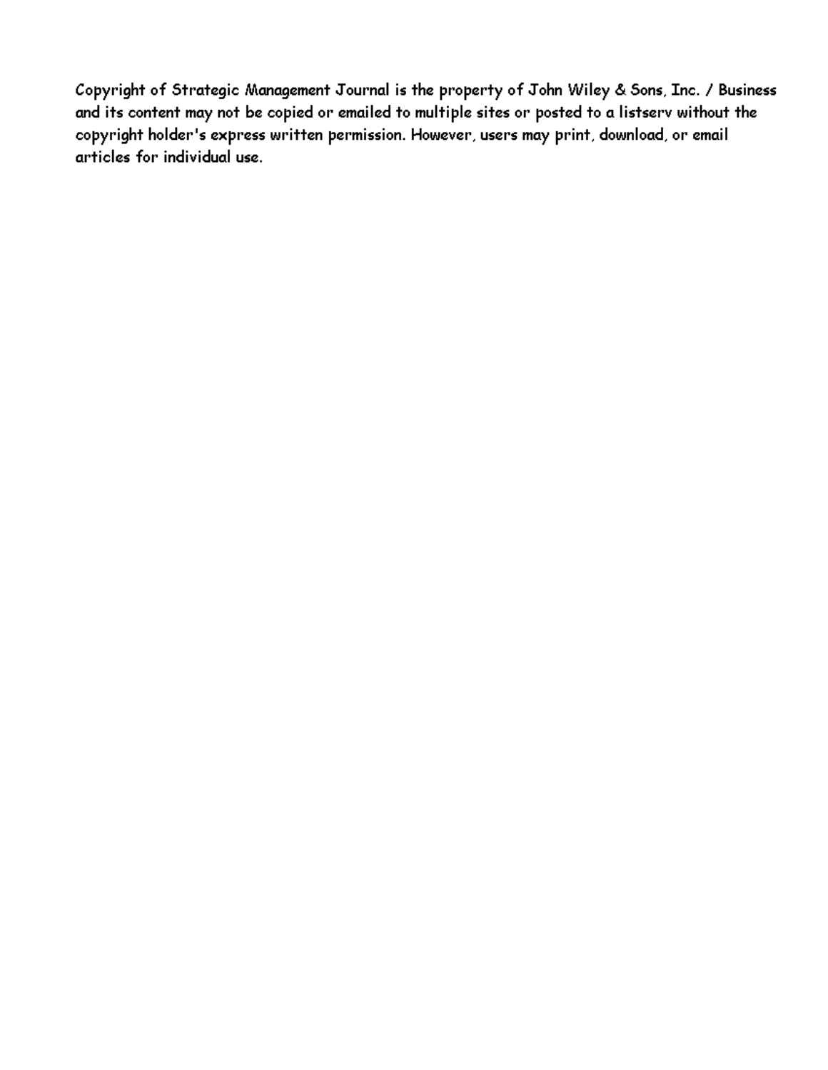Copyright of Strategic Management Journal is the property of John Wiley & Sons, Inc. / Business and its content may not be copied or emailed to multiple sites or posted to a listserv without the copyright holder's express written permission. However, users may print, download, or email articles for individual use.